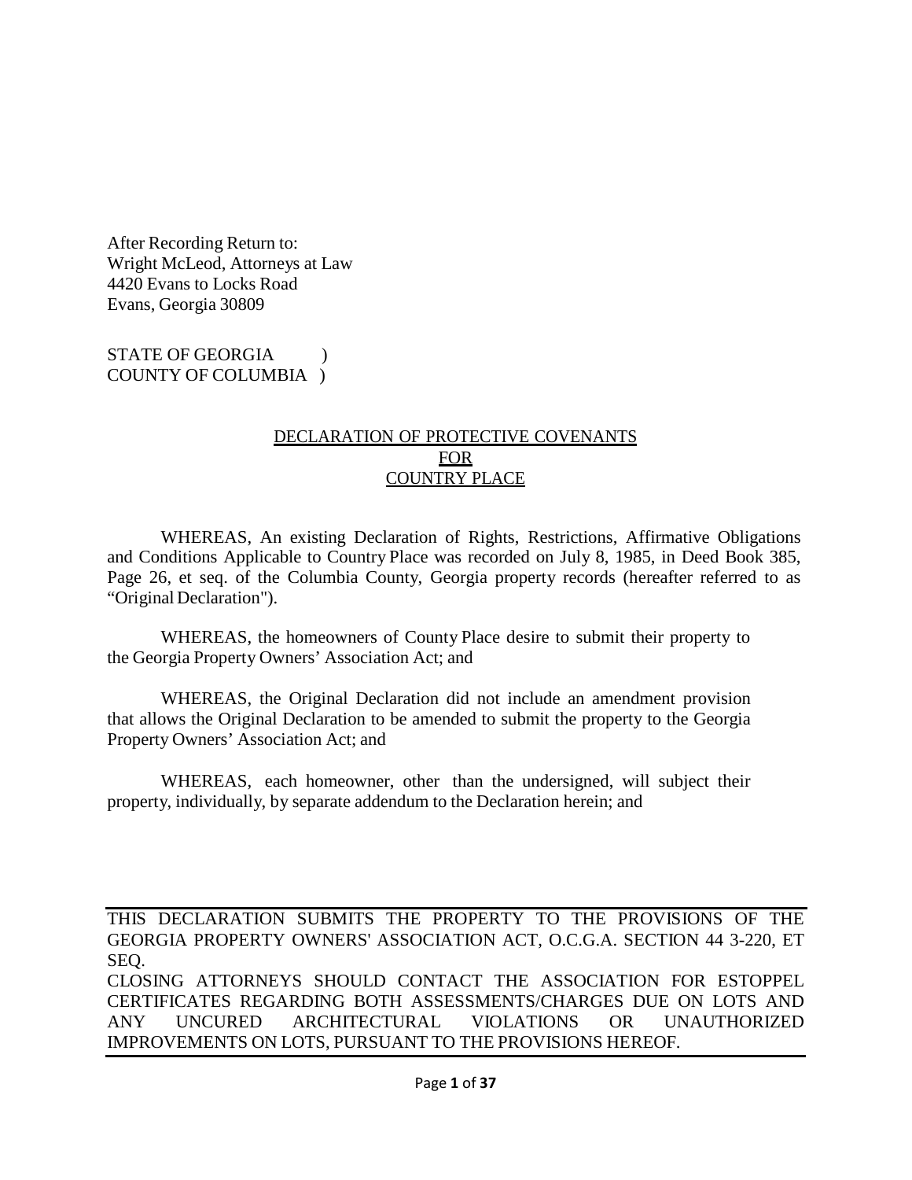After Recording Return to:
Wright McLeod, Attorneys at Law
4420 Evans to Locks Road
Evans, Georgia 30809

STATE OF GEORGIA )
COUNTY OF COLUMBIA )

# DECLARATION OF PROTECTIVE COVENANTS FOR COUNTRY PLACE

WHEREAS, An existing Declaration of Rights, Restrictions, Affirmative Obligations and Conditions Applicable to Country Place was recorded on July 8, 1985, in Deed Book 385, Page 26, et seq. of the Columbia County, Georgia property records (hereafter referred to as "Original Declaration").

WHEREAS, the homeowners of County Place desire to submit their property to the Georgia Property Owners' Association Act; and

WHEREAS, the Original Declaration did not include an amendment provision that allows the Original Declaration to be amended to submit the property to the Georgia Property Owners' Association Act; and

WHEREAS, each homeowner, other than the undersigned, will subject their property, individually, by separate addendum to the Declaration herein; and

---

THIS DECLARATION SUBMITS THE PROPERTY TO THE PROVISIONS OF THE GEORGIA PROPERTY OWNERS' ASSOCIATION ACT, O.C.G.A. SECTION 44 3-220, ET SEQ.

CLOSING ATTORNEYS SHOULD CONTACT THE ASSOCIATION FOR ESTOPPEL CERTIFICATES REGARDING BOTH ASSESSMENTS/CHARGES DUE ON LOTS AND ANY UNCURED ARCHITECTURAL VIOLATIONS OR UNAUTHORIZED IMPROVEMENTS ON LOTS, PURSUANT TO THE PROVISIONS HEREOF.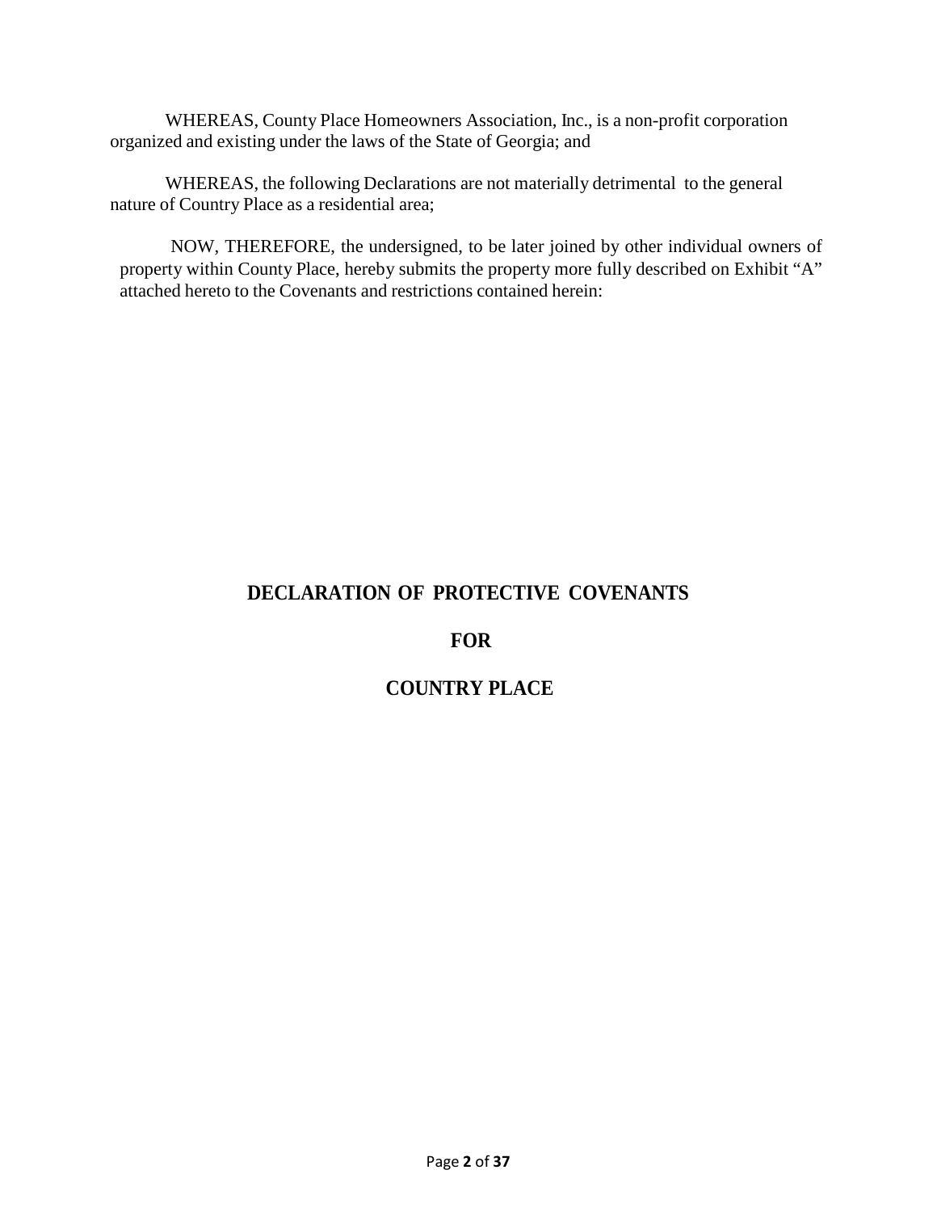WHEREAS, County Place Homeowners Association, Inc., is a non-profit corporation organized and existing under the laws of the State of Georgia; and

WHEREAS, the following Declarations are not materially detrimental to the general nature of Country Place as a residential area;

NOW, THEREFORE, the undersigned, to be later joined by other individual owners of property within County Place, hereby submits the property more fully described on Exhibit "A" attached hereto to the Covenants and restrictions contained herein:

# DECLARATION OF PROTECTIVE COVENANTS

# FOR

# COUNTRY PLACE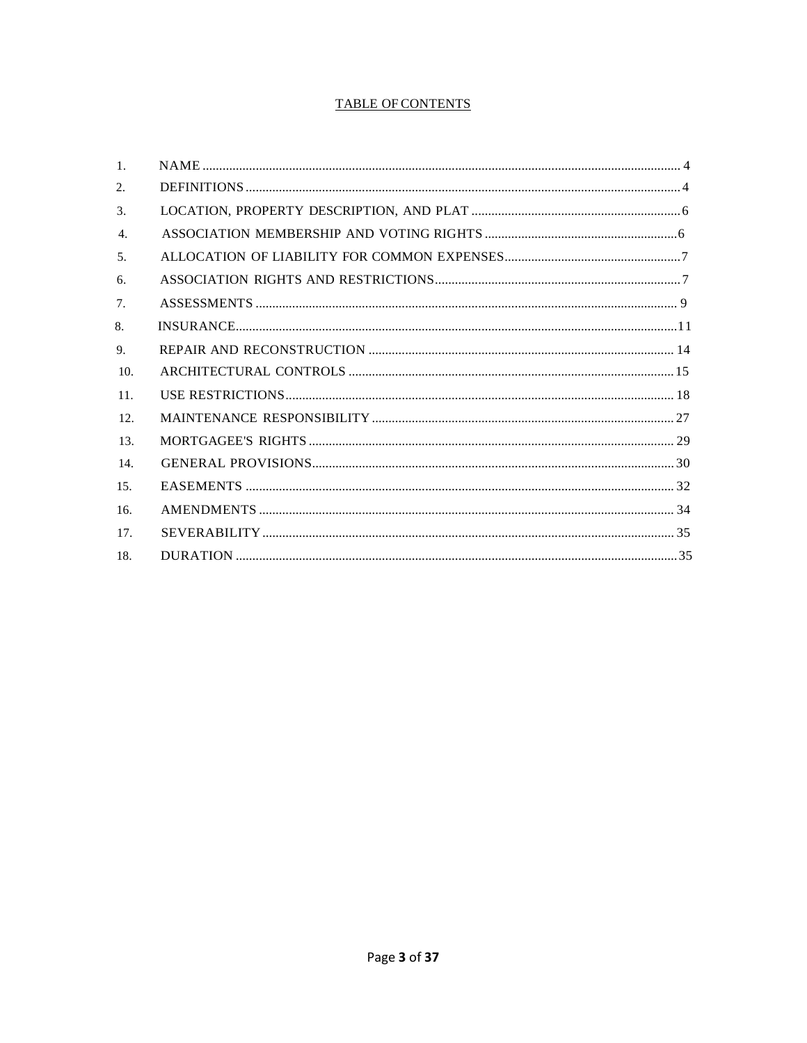# TABLE OF CONTENTS

| | | |
|---|---|---|
| 1. | NAME | 4 |
| 2. | DEFINITIONS | 4 |
| 3. | LOCATION, PROPERTY DESCRIPTION, AND PLAT | 6 |
| 4. | ASSOCIATION MEMBERSHIP AND VOTING RIGHTS | 6 |
| 5. | ALLOCATION OF LIABILITY FOR COMMON EXPENSES | 7 |
| 6. | ASSOCIATION RIGHTS AND RESTRICTIONS | 7 |
| 7. | ASSESSMENTS | 9 |
| 8. | INSURANCE | 11 |
| 9. | REPAIR AND RECONSTRUCTION | 14 |
| 10. | ARCHITECTURAL CONTROLS | 15 |
| 11. | USE RESTRICTIONS | 18 |
| 12. | MAINTENANCE RESPONSIBILITY | 27 |
| 13. | MORTGAGEE'S RIGHTS | 29 |
| 14. | GENERAL PROVISIONS | 30 |
| 15. | EASEMENTS | 32 |
| 16. | AMENDMENTS | 34 |
| 17. | SEVERABILITY | 35 |
| 18. | DURATION | 35 |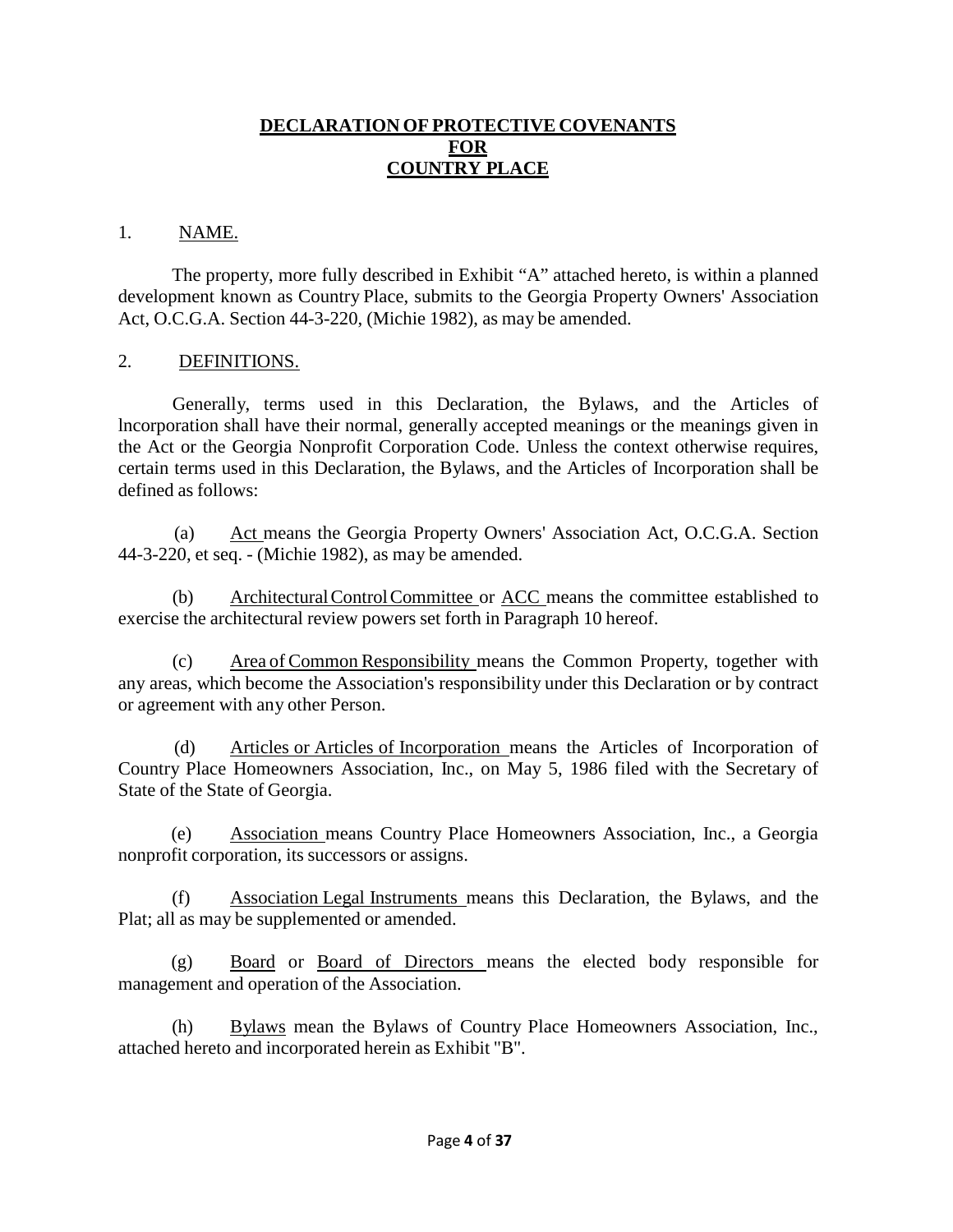# DECLARATION OF PROTECTIVE COVENANTS FOR COUNTRY PLACE

## 1. NAME.

The property, more fully described in Exhibit "A" attached hereto, is within a planned development known as Country Place, submits to the Georgia Property Owners' Association Act, O.C.G.A. Section 44-3-220, (Michie 1982), as may be amended.

## 2. DEFINITIONS.

Generally, terms used in this Declaration, the Bylaws, and the Articles of lncorporation shall have their normal, generally accepted meanings or the meanings given in the Act or the Georgia Nonprofit Corporation Code. Unless the context otherwise requires, certain terms used in this Declaration, the Bylaws, and the Articles of Incorporation shall be defined as follows:

(a) Act means the Georgia Property Owners' Association Act, O.C.G.A. Section 44-3-220, et seq. - (Michie 1982), as may be amended.

(b) Architectural Control Committee or ACC means the committee established to exercise the architectural review powers set forth in Paragraph 10 hereof.

(c) Area of Common Responsibility means the Common Property, together with any areas, which become the Association's responsibility under this Declaration or by contract or agreement with any other Person.

(d) Articles or Articles of Incorporation means the Articles of Incorporation of Country Place Homeowners Association, Inc., on May 5, 1986 filed with the Secretary of State of the State of Georgia.

(e) Association means Country Place Homeowners Association, Inc., a Georgia nonprofit corporation, its successors or assigns.

(f) Association Legal Instruments means this Declaration, the Bylaws, and the Plat; all as may be supplemented or amended.

(g) Board or Board of Directors means the elected body responsible for management and operation of the Association.

(h) Bylaws mean the Bylaws of Country Place Homeowners Association, Inc., attached hereto and incorporated herein as Exhibit "B".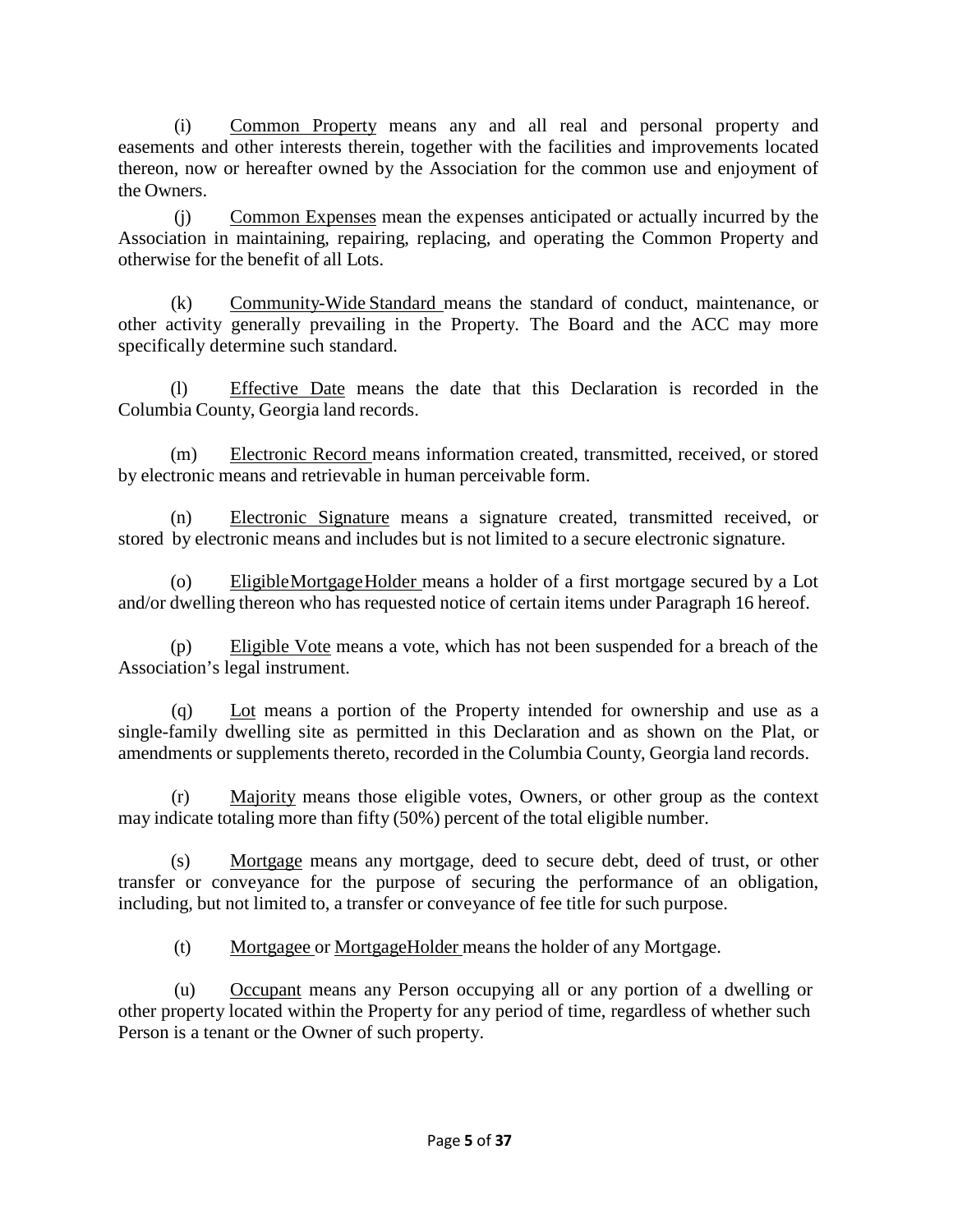(i) Common Property means any and all real and personal property and easements and other interests therein, together with the facilities and improvements located thereon, now or hereafter owned by the Association for the common use and enjoyment of the Owners.

(j) Common Expenses mean the expenses anticipated or actually incurred by the Association in maintaining, repairing, replacing, and operating the Common Property and otherwise for the benefit of all Lots.

(k) Community-Wide Standard means the standard of conduct, maintenance, or other activity generally prevailing in the Property. The Board and the ACC may more specifically determine such standard.

(l) Effective Date means the date that this Declaration is recorded in the Columbia County, Georgia land records.

(m) Electronic Record means information created, transmitted, received, or stored by electronic means and retrievable in human perceivable form.

(n) Electronic Signature means a signature created, transmitted received, or stored by electronic means and includes but is not limited to a secure electronic signature.

(o) EligibleMortgageHolder means a holder of a first mortgage secured by a Lot and/or dwelling thereon who has requested notice of certain items under Paragraph 16 hereof.

(p) Eligible Vote means a vote, which has not been suspended for a breach of the Association's legal instrument.

(q) Lot means a portion of the Property intended for ownership and use as a single-family dwelling site as permitted in this Declaration and as shown on the Plat, or amendments or supplements thereto, recorded in the Columbia County, Georgia land records.

(r) Majority means those eligible votes, Owners, or other group as the context may indicate totaling more than fifty (50%) percent of the total eligible number.

(s) Mortgage means any mortgage, deed to secure debt, deed of trust, or other transfer or conveyance for the purpose of securing the performance of an obligation, including, but not limited to, a transfer or conveyance of fee title for such purpose.

(t) Mortgagee or MortgageHolder means the holder of any Mortgage.

(u) Occupant means any Person occupying all or any portion of a dwelling or other property located within the Property for any period of time, regardless of whether such Person is a tenant or the Owner of such property.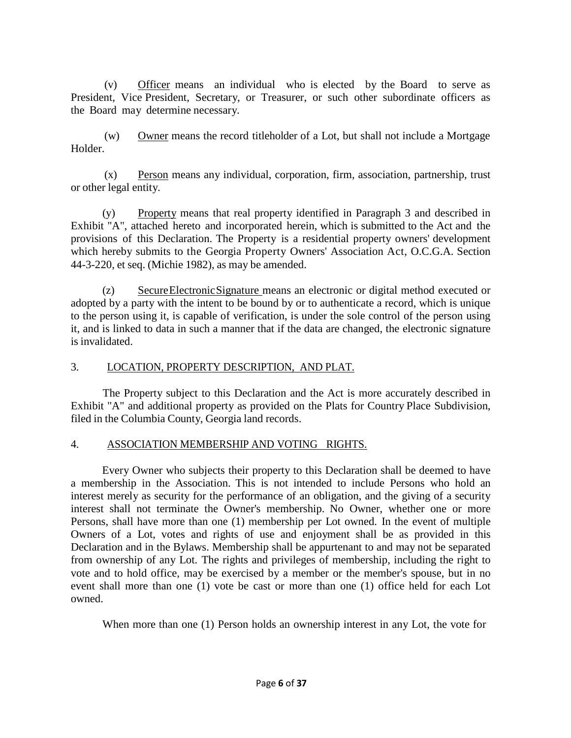(v) Officer means an individual who is elected by the Board to serve as President, Vice President, Secretary, or Treasurer, or such other subordinate officers as the Board may determine necessary.

(w) Owner means the record titleholder of a Lot, but shall not include a Mortgage Holder.

(x) Person means any individual, corporation, firm, association, partnership, trust or other legal entity.

(y) Property means that real property identified in Paragraph 3 and described in Exhibit "A", attached hereto and incorporated herein, which is submitted to the Act and the provisions of this Declaration. The Property is a residential property owners' development which hereby submits to the Georgia Property Owners' Association Act, O.C.G.A. Section 44-3-220, et seq. (Michie 1982), as may be amended.

(z) Secure Electronic Signature means an electronic or digital method executed or adopted by a party with the intent to be bound by or to authenticate a record, which is unique to the person using it, is capable of verification, is under the sole control of the person using it, and is linked to data in such a manner that if the data are changed, the electronic signature is invalidated.

## 3. LOCATION, PROPERTY DESCRIPTION, AND PLAT.

The Property subject to this Declaration and the Act is more accurately described in Exhibit "A" and additional property as provided on the Plats for Country Place Subdivision, filed in the Columbia County, Georgia land records.

## 4. ASSOCIATION MEMBERSHIP AND VOTING RIGHTS.

Every Owner who subjects their property to this Declaration shall be deemed to have a membership in the Association. This is not intended to include Persons who hold an interest merely as security for the performance of an obligation, and the giving of a security interest shall not terminate the Owner's membership. No Owner, whether one or more Persons, shall have more than one (1) membership per Lot owned. In the event of multiple Owners of a Lot, votes and rights of use and enjoyment shall be as provided in this Declaration and in the Bylaws. Membership shall be appurtenant to and may not be separated from ownership of any Lot. The rights and privileges of membership, including the right to vote and to hold office, may be exercised by a member or the member's spouse, but in no event shall more than one (1) vote be cast or more than one (1) office held for each Lot owned.

When more than one (1) Person holds an ownership interest in any Lot, the vote for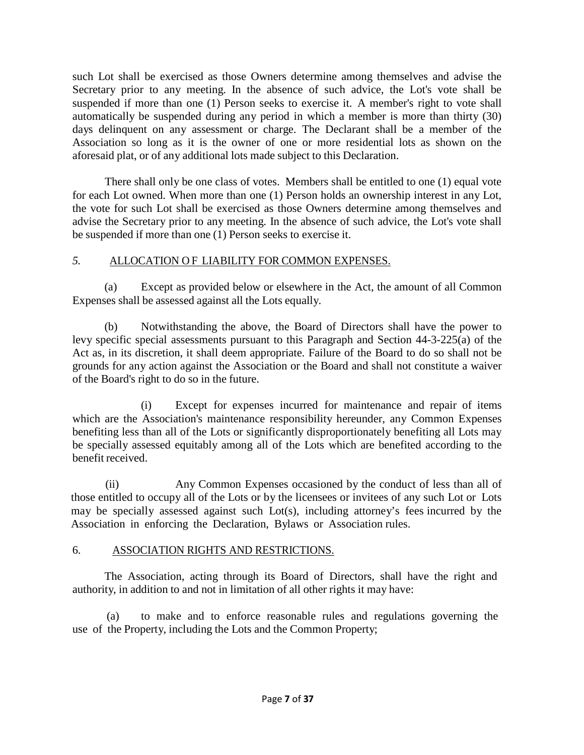such Lot shall be exercised as those Owners determine among themselves and advise the Secretary prior to any meeting. In the absence of such advice, the Lot's vote shall be suspended if more than one (1) Person seeks to exercise it. A member's right to vote shall automatically be suspended during any period in which a member is more than thirty (30) days delinquent on any assessment or charge. The Declarant shall be a member of the Association so long as it is the owner of one or more residential lots as shown on the aforesaid plat, or of any additional lots made subject to this Declaration.

There shall only be one class of votes. Members shall be entitled to one (1) equal vote for each Lot owned. When more than one (1) Person holds an ownership interest in any Lot, the vote for such Lot shall be exercised as those Owners determine among themselves and advise the Secretary prior to any meeting. In the absence of such advice, the Lot's vote shall be suspended if more than one (1) Person seeks to exercise it.

## 5. ALLOCATION O F LIABILITY FOR COMMON EXPENSES.

(a) Except as provided below or elsewhere in the Act, the amount of all Common Expenses shall be assessed against all the Lots equally.

(b) Notwithstanding the above, the Board of Directors shall have the power to levy specific special assessments pursuant to this Paragraph and Section 44-3-225(a) of the Act as, in its discretion, it shall deem appropriate. Failure of the Board to do so shall not be grounds for any action against the Association or the Board and shall not constitute a waiver of the Board's right to do so in the future.

(i) Except for expenses incurred for maintenance and repair of items which are the Association's maintenance responsibility hereunder, any Common Expenses benefiting less than all of the Lots or significantly disproportionately benefiting all Lots may be specially assessed equitably among all of the Lots which are benefited according to the benefit received.

(ii) Any Common Expenses occasioned by the conduct of less than all of those entitled to occupy all of the Lots or by the licensees or invitees of any such Lot or Lots may be specially assessed against such Lot(s), including attorney's fees incurred by the Association in enforcing the Declaration, Bylaws or Association rules.

## 6. ASSOCIATION RIGHTS AND RESTRICTIONS.

The Association, acting through its Board of Directors, shall have the right and authority, in addition to and not in limitation of all other rights it may have:

(a) to make and to enforce reasonable rules and regulations governing the use of the Property, including the Lots and the Common Property;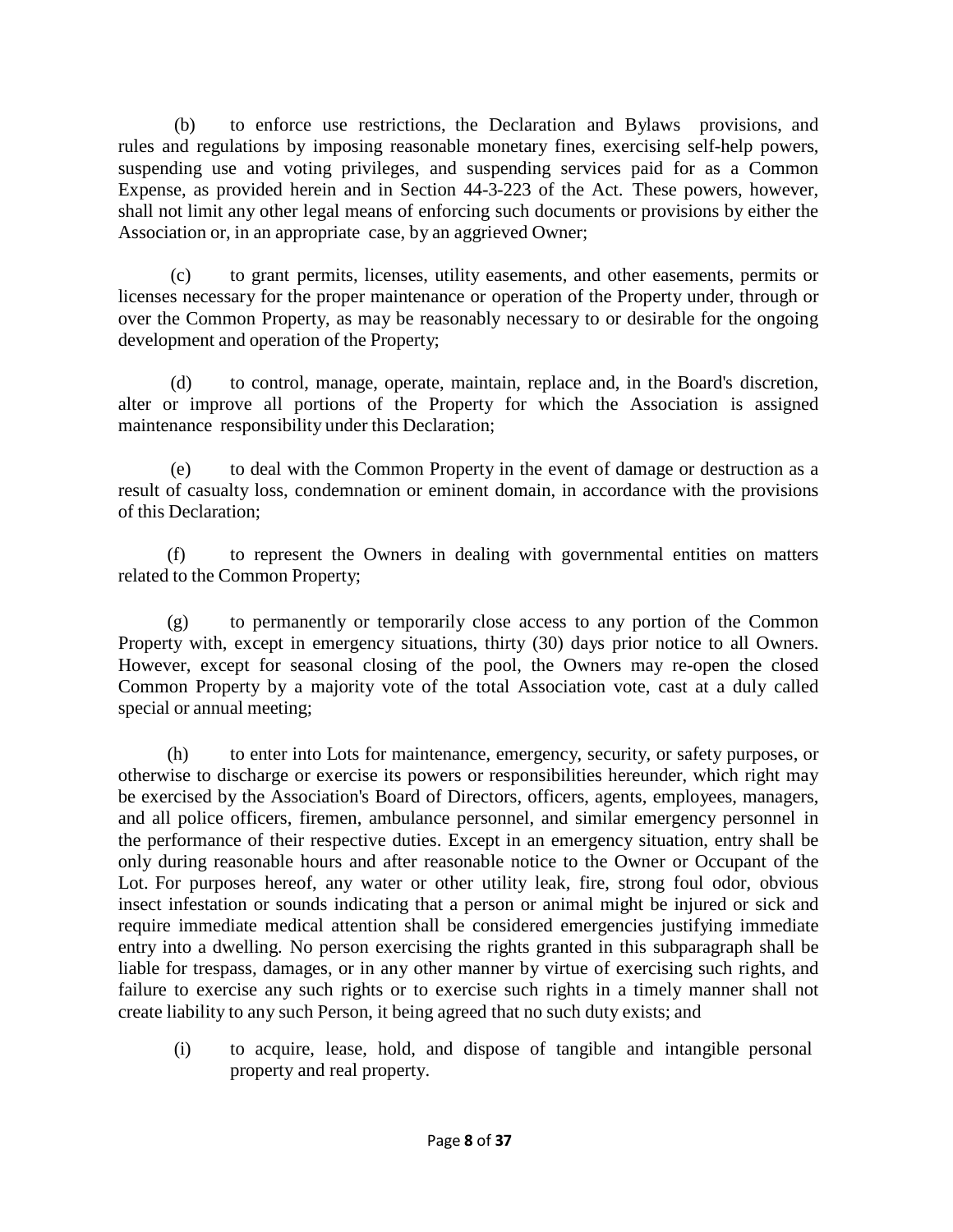(b) to enforce use restrictions, the Declaration and Bylaws provisions, and rules and regulations by imposing reasonable monetary fines, exercising self-help powers, suspending use and voting privileges, and suspending services paid for as a Common Expense, as provided herein and in Section 44-3-223 of the Act. These powers, however, shall not limit any other legal means of enforcing such documents or provisions by either the Association or, in an appropriate case, by an aggrieved Owner;

(c) to grant permits, licenses, utility easements, and other easements, permits or licenses necessary for the proper maintenance or operation of the Property under, through or over the Common Property, as may be reasonably necessary to or desirable for the ongoing development and operation of the Property;

(d) to control, manage, operate, maintain, replace and, in the Board's discretion, alter or improve all portions of the Property for which the Association is assigned maintenance responsibility under this Declaration;

(e) to deal with the Common Property in the event of damage or destruction as a result of casualty loss, condemnation or eminent domain, in accordance with the provisions of this Declaration;

(f) to represent the Owners in dealing with governmental entities on matters related to the Common Property;

(g) to permanently or temporarily close access to any portion of the Common Property with, except in emergency situations, thirty (30) days prior notice to all Owners. However, except for seasonal closing of the pool, the Owners may re-open the closed Common Property by a majority vote of the total Association vote, cast at a duly called special or annual meeting;

(h) to enter into Lots for maintenance, emergency, security, or safety purposes, or otherwise to discharge or exercise its powers or responsibilities hereunder, which right may be exercised by the Association's Board of Directors, officers, agents, employees, managers, and all police officers, firemen, ambulance personnel, and similar emergency personnel in the performance of their respective duties. Except in an emergency situation, entry shall be only during reasonable hours and after reasonable notice to the Owner or Occupant of the Lot. For purposes hereof, any water or other utility leak, fire, strong foul odor, obvious insect infestation or sounds indicating that a person or animal might be injured or sick and require immediate medical attention shall be considered emergencies justifying immediate entry into a dwelling. No person exercising the rights granted in this subparagraph shall be liable for trespass, damages, or in any other manner by virtue of exercising such rights, and failure to exercise any such rights or to exercise such rights in a timely manner shall not create liability to any such Person, it being agreed that no such duty exists; and

(i) to acquire, lease, hold, and dispose of tangible and intangible personal property and real property.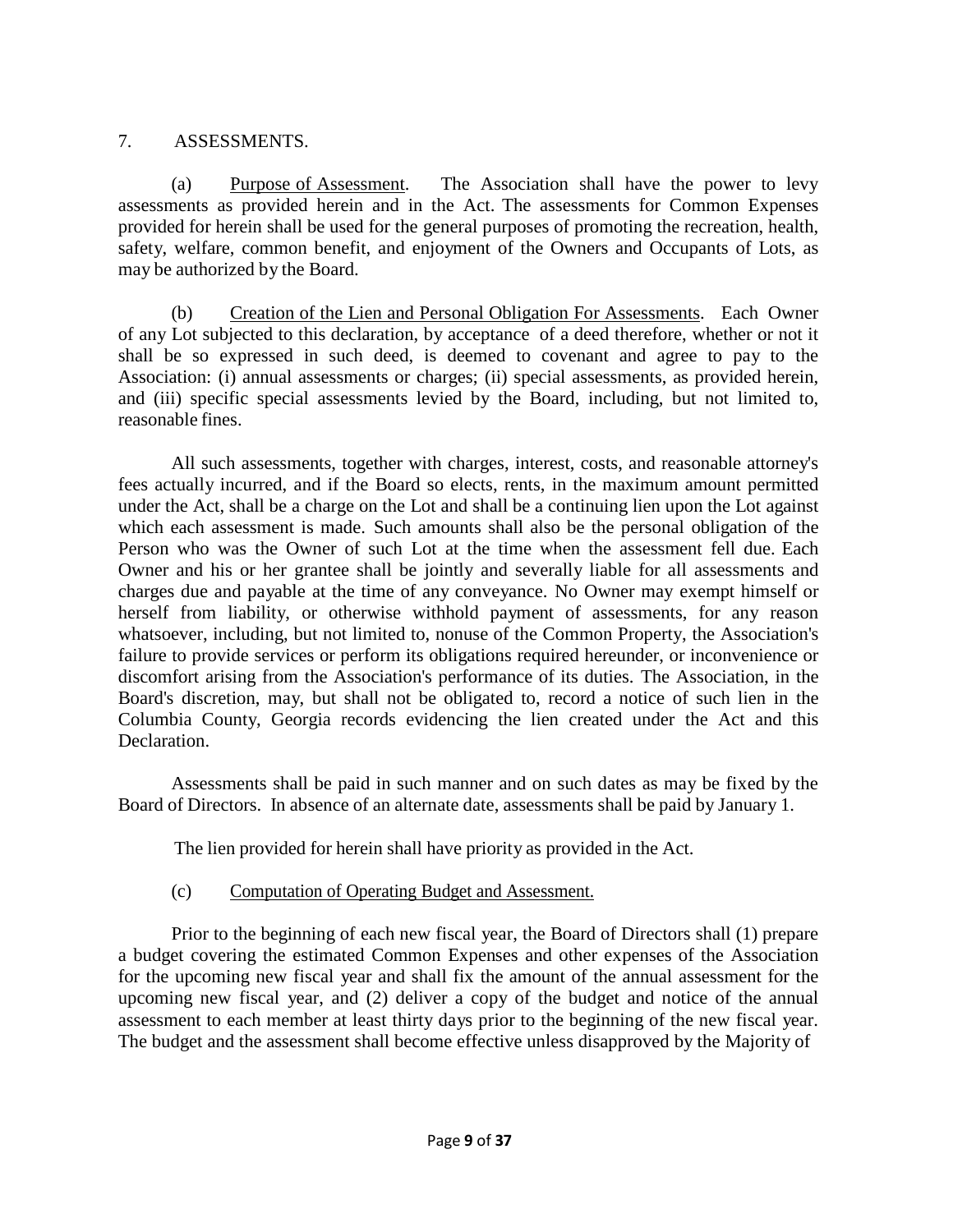## 7. ASSESSMENTS.

(a) Purpose of Assessment. The Association shall have the power to levy assessments as provided herein and in the Act. The assessments for Common Expenses provided for herein shall be used for the general purposes of promoting the recreation, health, safety, welfare, common benefit, and enjoyment of the Owners and Occupants of Lots, as may be authorized by the Board.

(b) Creation of the Lien and Personal Obligation For Assessments. Each Owner of any Lot subjected to this declaration, by acceptance of a deed therefore, whether or not it shall be so expressed in such deed, is deemed to covenant and agree to pay to the Association: (i) annual assessments or charges; (ii) special assessments, as provided herein, and (iii) specific special assessments levied by the Board, including, but not limited to, reasonable fines.

All such assessments, together with charges, interest, costs, and reasonable attorney's fees actually incurred, and if the Board so elects, rents, in the maximum amount permitted under the Act, shall be a charge on the Lot and shall be a continuing lien upon the Lot against which each assessment is made. Such amounts shall also be the personal obligation of the Person who was the Owner of such Lot at the time when the assessment fell due. Each Owner and his or her grantee shall be jointly and severally liable for all assessments and charges due and payable at the time of any conveyance. No Owner may exempt himself or herself from liability, or otherwise withhold payment of assessments, for any reason whatsoever, including, but not limited to, nonuse of the Common Property, the Association's failure to provide services or perform its obligations required hereunder, or inconvenience or discomfort arising from the Association's performance of its duties. The Association, in the Board's discretion, may, but shall not be obligated to, record a notice of such lien in the Columbia County, Georgia records evidencing the lien created under the Act and this Declaration.

Assessments shall be paid in such manner and on such dates as may be fixed by the Board of Directors. In absence of an alternate date, assessments shall be paid by January 1.

The lien provided for herein shall have priority as provided in the Act.

(c) Computation of Operating Budget and Assessment.

Prior to the beginning of each new fiscal year, the Board of Directors shall (1) prepare a budget covering the estimated Common Expenses and other expenses of the Association for the upcoming new fiscal year and shall fix the amount of the annual assessment for the upcoming new fiscal year, and (2) deliver a copy of the budget and notice of the annual assessment to each member at least thirty days prior to the beginning of the new fiscal year. The budget and the assessment shall become effective unless disapproved by the Majority of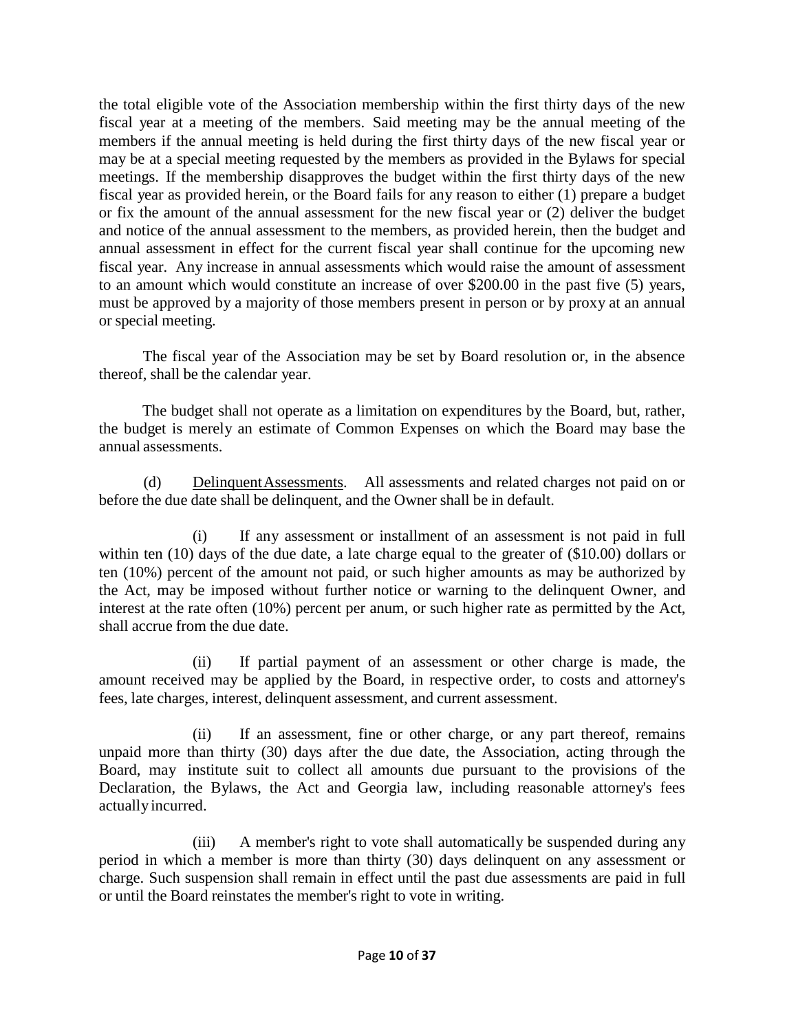the total eligible vote of the Association membership within the first thirty days of the new fiscal year at a meeting of the members. Said meeting may be the annual meeting of the members if the annual meeting is held during the first thirty days of the new fiscal year or may be at a special meeting requested by the members as provided in the Bylaws for special meetings. If the membership disapproves the budget within the first thirty days of the new fiscal year as provided herein, or the Board fails for any reason to either (1) prepare a budget or fix the amount of the annual assessment for the new fiscal year or (2) deliver the budget and notice of the annual assessment to the members, as provided herein, then the budget and annual assessment in effect for the current fiscal year shall continue for the upcoming new fiscal year. Any increase in annual assessments which would raise the amount of assessment to an amount which would constitute an increase of over $200.00 in the past five (5) years, must be approved by a majority of those members present in person or by proxy at an annual or special meeting.

The fiscal year of the Association may be set by Board resolution or, in the absence thereof, shall be the calendar year.

The budget shall not operate as a limitation on expenditures by the Board, but, rather, the budget is merely an estimate of Common Expenses on which the Board may base the annual assessments.

(d) <u>Delinquent Assessments</u>. All assessments and related charges not paid on or before the due date shall be delinquent, and the Owner shall be in default.

(i) If any assessment or installment of an assessment is not paid in full within ten (10) days of the due date, a late charge equal to the greater of ($10.00) dollars or ten (10%) percent of the amount not paid, or such higher amounts as may be authorized by the Act, may be imposed without further notice or warning to the delinquent Owner, and interest at the rate often (10%) percent per anum, or such higher rate as permitted by the Act, shall accrue from the due date.

(ii) If partial payment of an assessment or other charge is made, the amount received may be applied by the Board, in respective order, to costs and attorney's fees, late charges, interest, delinquent assessment, and current assessment.

(ii) If an assessment, fine or other charge, or any part thereof, remains unpaid more than thirty (30) days after the due date, the Association, acting through the Board, may institute suit to collect all amounts due pursuant to the provisions of the Declaration, the Bylaws, the Act and Georgia law, including reasonable attorney's fees actually incurred.

(iii) A member's right to vote shall automatically be suspended during any period in which a member is more than thirty (30) days delinquent on any assessment or charge. Such suspension shall remain in effect until the past due assessments are paid in full or until the Board reinstates the member's right to vote in writing.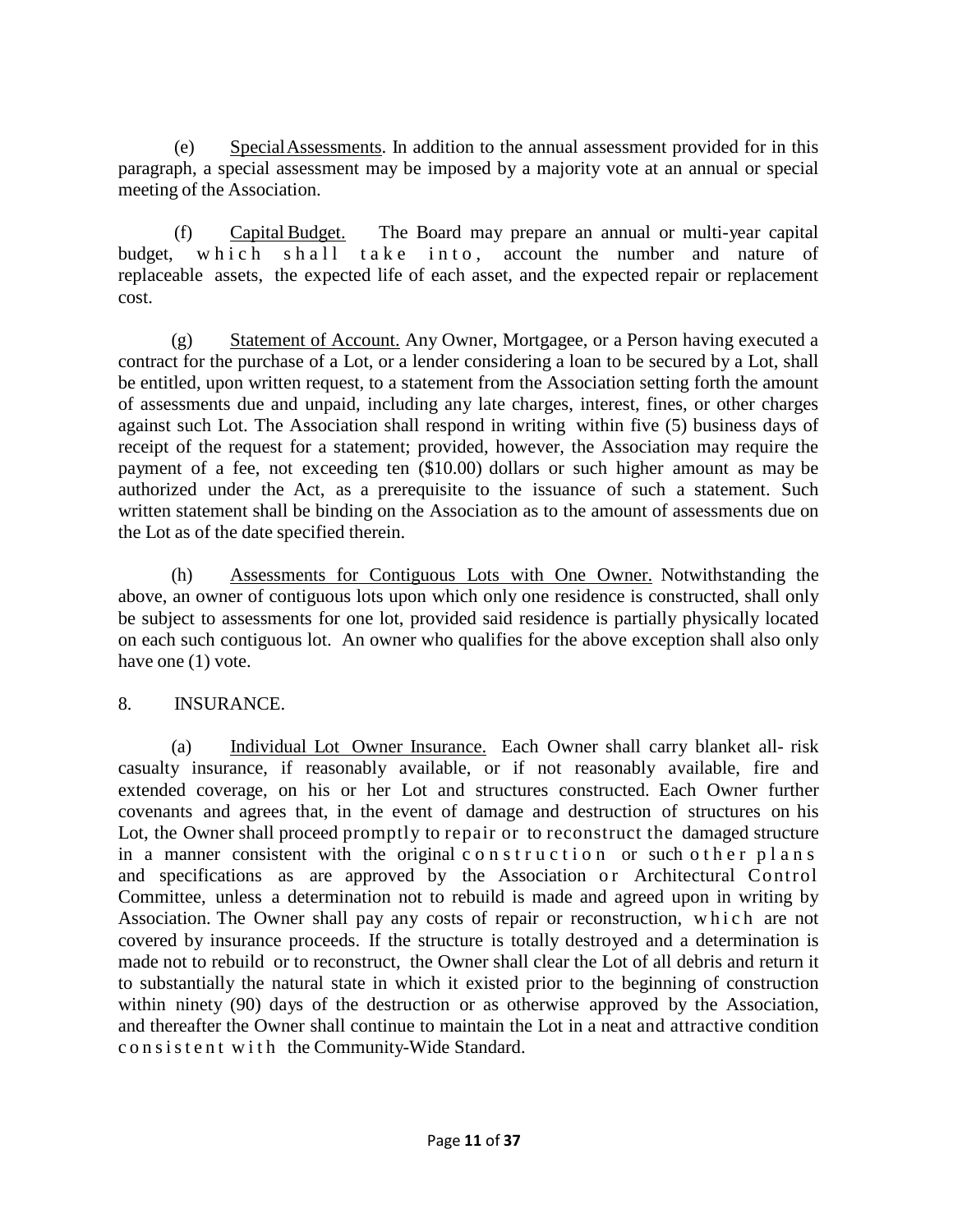(e) <u>Special Assessments</u>. In addition to the annual assessment provided for in this paragraph, a special assessment may be imposed by a majority vote at an annual or special meeting of the Association.

(f) <u>Capital Budget.</u> The Board may prepare an annual or multi-year capital budget, which shall take into, account the number and nature of replaceable assets, the expected life of each asset, and the expected repair or replacement cost.

(g) <u>Statement of Account.</u> Any Owner, Mortgagee, or a Person having executed a contract for the purchase of a Lot, or a lender considering a loan to be secured by a Lot, shall be entitled, upon written request, to a statement from the Association setting forth the amount of assessments due and unpaid, including any late charges, interest, fines, or other charges against such Lot. The Association shall respond in writing within five (5) business days of receipt of the request for a statement; provided, however, the Association may require the payment of a fee, not exceeding ten ($10.00) dollars or such higher amount as may be authorized under the Act, as a prerequisite to the issuance of such a statement. Such written statement shall be binding on the Association as to the amount of assessments due on the Lot as of the date specified therein.

(h) <u>Assessments for Contiguous Lots with One Owner.</u> Notwithstanding the above, an owner of contiguous lots upon which only one residence is constructed, shall only be subject to assessments for one lot, provided said residence is partially physically located on each such contiguous lot. An owner who qualifies for the above exception shall also only have one (1) vote.

8. INSURANCE.

(a) <u>Individual Lot Owner Insurance.</u> Each Owner shall carry blanket all- risk casualty insurance, if reasonably available, or if not reasonably available, fire and extended coverage, on his or her Lot and structures constructed. Each Owner further covenants and agrees that, in the event of damage and destruction of structures on his Lot, the Owner shall proceed promptly to repair or to reconstruct the damaged structure in a manner consistent with the original construction or such other plans and specifications as are approved by the Association or Architectural Control Committee, unless a determination not to rebuild is made and agreed upon in writing by Association. The Owner shall pay any costs of repair or reconstruction, which are not covered by insurance proceeds. If the structure is totally destroyed and a determination is made not to rebuild or to reconstruct, the Owner shall clear the Lot of all debris and return it to substantially the natural state in which it existed prior to the beginning of construction within ninety (90) days of the destruction or as otherwise approved by the Association, and thereafter the Owner shall continue to maintain the Lot in a neat and attractive condition consistent with the Community-Wide Standard.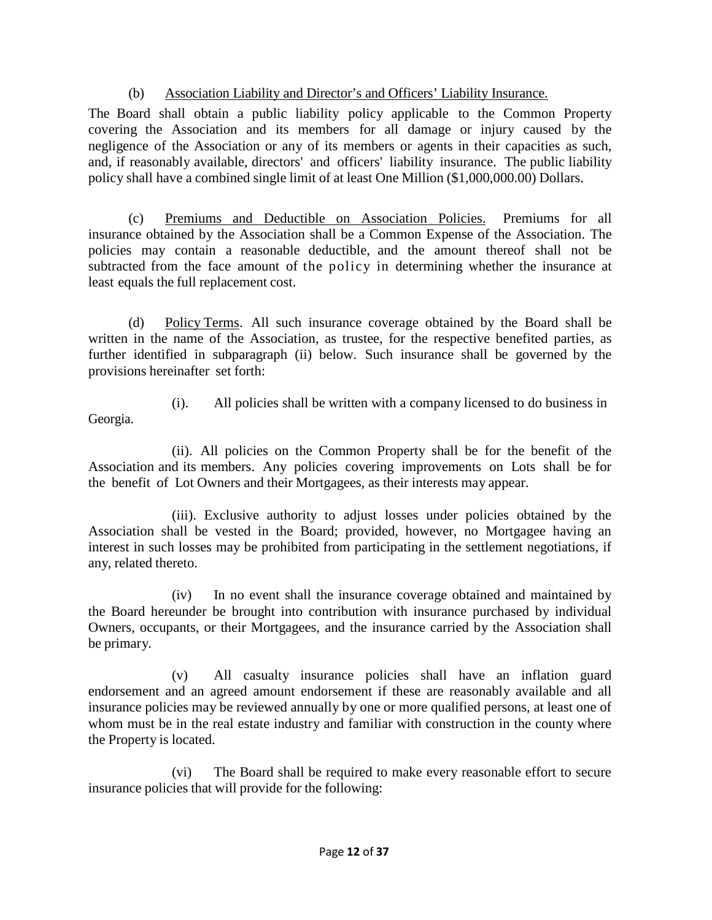(b) Association Liability and Director's and Officers' Liability Insurance.

The Board shall obtain a public liability policy applicable to the Common Property covering the Association and its members for all damage or injury caused by the negligence of the Association or any of its members or agents in their capacities as such, and, if reasonably available, directors' and officers' liability insurance. The public liability policy shall have a combined single limit of at least One Million ($1,000,000.00) Dollars.

(c) Premiums and Deductible on Association Policies. Premiums for all insurance obtained by the Association shall be a Common Expense of the Association. The policies may contain a reasonable deductible, and the amount thereof shall not be subtracted from the face amount of the policy in determining whether the insurance at least equals the full replacement cost.

(d) Policy Terms. All such insurance coverage obtained by the Board shall be written in the name of the Association, as trustee, for the respective benefited parties, as further identified in subparagraph (ii) below. Such insurance shall be governed by the provisions hereinafter set forth:

(i). All policies shall be written with a company licensed to do business in Georgia.

(ii). All policies on the Common Property shall be for the benefit of the Association and its members. Any policies covering improvements on Lots shall be for the benefit of Lot Owners and their Mortgagees, as their interests may appear.

(iii). Exclusive authority to adjust losses under policies obtained by the Association shall be vested in the Board; provided, however, no Mortgagee having an interest in such losses may be prohibited from participating in the settlement negotiations, if any, related thereto.

(iv) In no event shall the insurance coverage obtained and maintained by the Board hereunder be brought into contribution with insurance purchased by individual Owners, occupants, or their Mortgagees, and the insurance carried by the Association shall be primary.

(v) All casualty insurance policies shall have an inflation guard endorsement and an agreed amount endorsement if these are reasonably available and all insurance policies may be reviewed annually by one or more qualified persons, at least one of whom must be in the real estate industry and familiar with construction in the county where the Property is located.

(vi) The Board shall be required to make every reasonable effort to secure insurance policies that will provide for the following: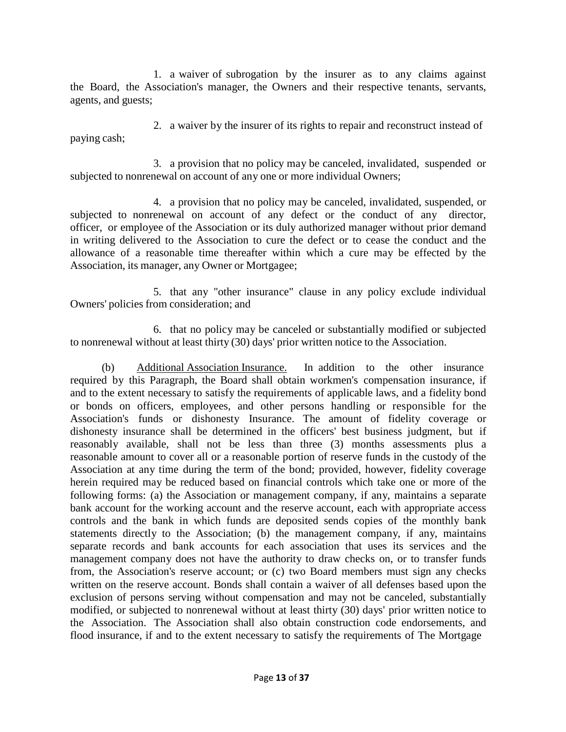1. a waiver of subrogation by the insurer as to any claims against the Board, the Association's manager, the Owners and their respective tenants, servants, agents, and guests;

2. a waiver by the insurer of its rights to repair and reconstruct instead of paying cash;

3. a provision that no policy may be canceled, invalidated, suspended or subjected to nonrenewal on account of any one or more individual Owners;

4. a provision that no policy may be canceled, invalidated, suspended, or subjected to nonrenewal on account of any defect or the conduct of any director, officer, or employee of the Association or its duly authorized manager without prior demand in writing delivered to the Association to cure the defect or to cease the conduct and the allowance of a reasonable time thereafter within which a cure may be effected by the Association, its manager, any Owner or Mortgagee;

5. that any "other insurance" clause in any policy exclude individual Owners' policies from consideration; and

6. that no policy may be canceled or substantially modified or subjected to nonrenewal without at least thirty (30) days' prior written notice to the Association.

(b) Additional Association Insurance. In addition to the other insurance required by this Paragraph, the Board shall obtain workmen's compensation insurance, if and to the extent necessary to satisfy the requirements of applicable laws, and a fidelity bond or bonds on officers, employees, and other persons handling or responsible for the Association's funds or dishonesty Insurance. The amount of fidelity coverage or dishonesty insurance shall be determined in the officers' best business judgment, but if reasonably available, shall not be less than three (3) months assessments plus a reasonable amount to cover all or a reasonable portion of reserve funds in the custody of the Association at any time during the term of the bond; provided, however, fidelity coverage herein required may be reduced based on financial controls which take one or more of the following forms: (a) the Association or management company, if any, maintains a separate bank account for the working account and the reserve account, each with appropriate access controls and the bank in which funds are deposited sends copies of the monthly bank statements directly to the Association; (b) the management company, if any, maintains separate records and bank accounts for each association that uses its services and the management company does not have the authority to draw checks on, or to transfer funds from, the Association's reserve account; or (c) two Board members must sign any checks written on the reserve account. Bonds shall contain a waiver of all defenses based upon the exclusion of persons serving without compensation and may not be canceled, substantially modified, or subjected to nonrenewal without at least thirty (30) days' prior written notice to the Association. The Association shall also obtain construction code endorsements, and flood insurance, if and to the extent necessary to satisfy the requirements of The Mortgage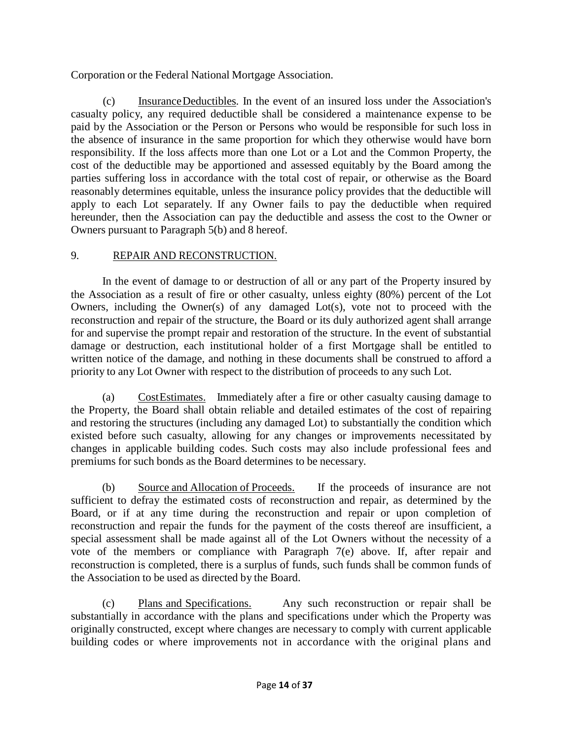Corporation or the Federal National Mortgage Association.

(c) Insurance Deductibles. In the event of an insured loss under the Association's casualty policy, any required deductible shall be considered a maintenance expense to be paid by the Association or the Person or Persons who would be responsible for such loss in the absence of insurance in the same proportion for which they otherwise would have born responsibility. If the loss affects more than one Lot or a Lot and the Common Property, the cost of the deductible may be apportioned and assessed equitably by the Board among the parties suffering loss in accordance with the total cost of repair, or otherwise as the Board reasonably determines equitable, unless the insurance policy provides that the deductible will apply to each Lot separately. If any Owner fails to pay the deductible when required hereunder, then the Association can pay the deductible and assess the cost to the Owner or Owners pursuant to Paragraph 5(b) and 8 hereof.

## 9. REPAIR AND RECONSTRUCTION.

In the event of damage to or destruction of all or any part of the Property insured by the Association as a result of fire or other casualty, unless eighty (80%) percent of the Lot Owners, including the Owner(s) of any damaged Lot(s), vote not to proceed with the reconstruction and repair of the structure, the Board or its duly authorized agent shall arrange for and supervise the prompt repair and restoration of the structure. In the event of substantial damage or destruction, each institutional holder of a first Mortgage shall be entitled to written notice of the damage, and nothing in these documents shall be construed to afford a priority to any Lot Owner with respect to the distribution of proceeds to any such Lot.

(a) Cost Estimates. Immediately after a fire or other casualty causing damage to the Property, the Board shall obtain reliable and detailed estimates of the cost of repairing and restoring the structures (including any damaged Lot) to substantially the condition which existed before such casualty, allowing for any changes or improvements necessitated by changes in applicable building codes. Such costs may also include professional fees and premiums for such bonds as the Board determines to be necessary.

(b) Source and Allocation of Proceeds. If the proceeds of insurance are not sufficient to defray the estimated costs of reconstruction and repair, as determined by the Board, or if at any time during the reconstruction and repair or upon completion of reconstruction and repair the funds for the payment of the costs thereof are insufficient, a special assessment shall be made against all of the Lot Owners without the necessity of a vote of the members or compliance with Paragraph 7(e) above. If, after repair and reconstruction is completed, there is a surplus of funds, such funds shall be common funds of the Association to be used as directed by the Board.

(c) Plans and Specifications. Any such reconstruction or repair shall be substantially in accordance with the plans and specifications under which the Property was originally constructed, except where changes are necessary to comply with current applicable building codes or where improvements not in accordance with the original plans and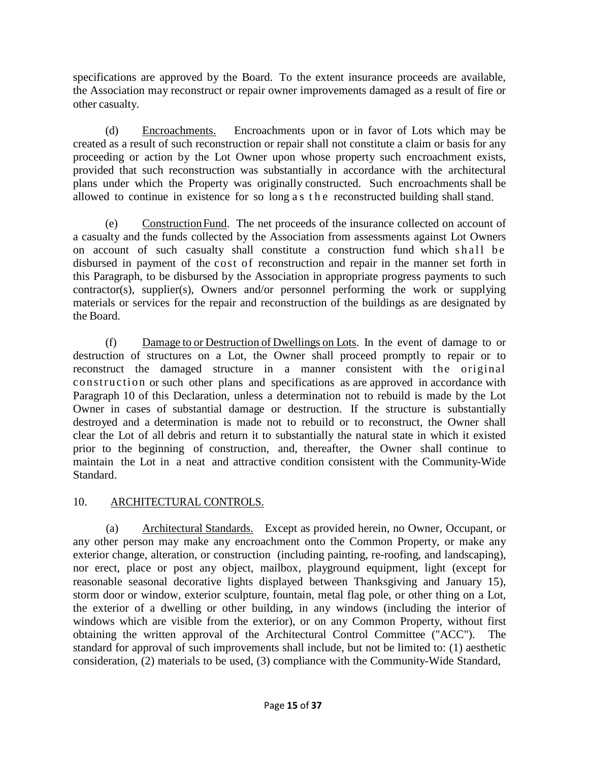specifications are approved by the Board. To the extent insurance proceeds are available, the Association may reconstruct or repair owner improvements damaged as a result of fire or other casualty.

(d) Encroachments. Encroachments upon or in favor of Lots which may be created as a result of such reconstruction or repair shall not constitute a claim or basis for any proceeding or action by the Lot Owner upon whose property such encroachment exists, provided that such reconstruction was substantially in accordance with the architectural plans under which the Property was originally constructed. Such encroachments shall be allowed to continue in existence for so long as the reconstructed building shall stand.

(e) Construction Fund. The net proceeds of the insurance collected on account of a casualty and the funds collected by the Association from assessments against Lot Owners on account of such casualty shall constitute a construction fund which shall be disbursed in payment of the cost of reconstruction and repair in the manner set forth in this Paragraph, to be disbursed by the Association in appropriate progress payments to such contractor(s), supplier(s), Owners and/or personnel performing the work or supplying materials or services for the repair and reconstruction of the buildings as are designated by the Board.

(f) Damage to or Destruction of Dwellings on Lots. In the event of damage to or destruction of structures on a Lot, the Owner shall proceed promptly to repair or to reconstruct the damaged structure in a manner consistent with the original construction or such other plans and specifications as are approved in accordance with Paragraph 10 of this Declaration, unless a determination not to rebuild is made by the Lot Owner in cases of substantial damage or destruction. If the structure is substantially destroyed and a determination is made not to rebuild or to reconstruct, the Owner shall clear the Lot of all debris and return it to substantially the natural state in which it existed prior to the beginning of construction, and, thereafter, the Owner shall continue to maintain the Lot in a neat and attractive condition consistent with the Community-Wide Standard.

## 10. ARCHITECTURAL CONTROLS.

(a) Architectural Standards. Except as provided herein, no Owner, Occupant, or any other person may make any encroachment onto the Common Property, or make any exterior change, alteration, or construction (including painting, re-roofing, and landscaping), nor erect, place or post any object, mailbox, playground equipment, light (except for reasonable seasonal decorative lights displayed between Thanksgiving and January 15), storm door or window, exterior sculpture, fountain, metal flag pole, or other thing on a Lot, the exterior of a dwelling or other building, in any windows (including the interior of windows which are visible from the exterior), or on any Common Property, without first obtaining the written approval of the Architectural Control Committee ("ACC"). The standard for approval of such improvements shall include, but not be limited to: (1) aesthetic consideration, (2) materials to be used, (3) compliance with the Community-Wide Standard,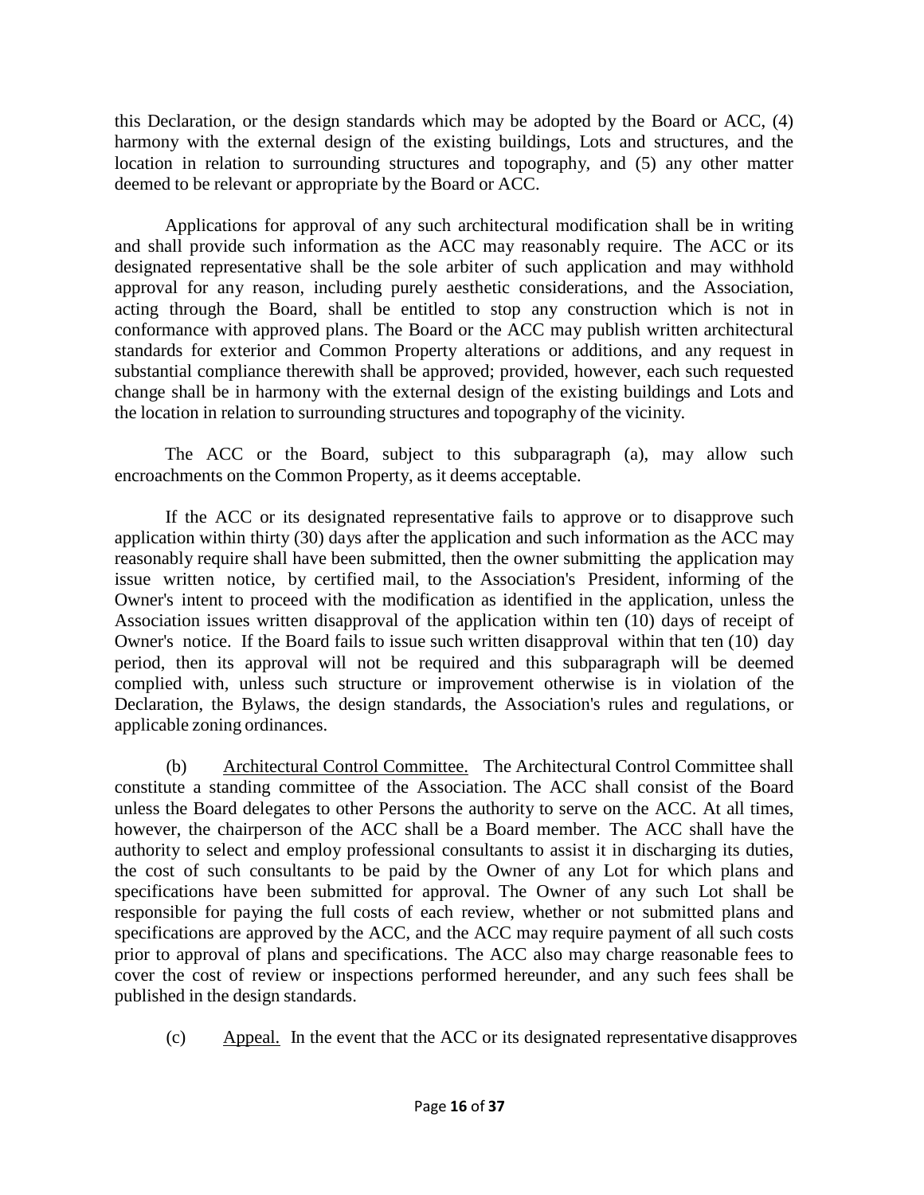this Declaration, or the design standards which may be adopted by the Board or ACC, (4) harmony with the external design of the existing buildings, Lots and structures, and the location in relation to surrounding structures and topography, and (5) any other matter deemed to be relevant or appropriate by the Board or ACC.

Applications for approval of any such architectural modification shall be in writing and shall provide such information as the ACC may reasonably require. The ACC or its designated representative shall be the sole arbiter of such application and may withhold approval for any reason, including purely aesthetic considerations, and the Association, acting through the Board, shall be entitled to stop any construction which is not in conformance with approved plans. The Board or the ACC may publish written architectural standards for exterior and Common Property alterations or additions, and any request in substantial compliance therewith shall be approved; provided, however, each such requested change shall be in harmony with the external design of the existing buildings and Lots and the location in relation to surrounding structures and topography of the vicinity.

The ACC or the Board, subject to this subparagraph (a), may allow such encroachments on the Common Property, as it deems acceptable.

If the ACC or its designated representative fails to approve or to disapprove such application within thirty (30) days after the application and such information as the ACC may reasonably require shall have been submitted, then the owner submitting the application may issue written notice, by certified mail, to the Association's President, informing of the Owner's intent to proceed with the modification as identified in the application, unless the Association issues written disapproval of the application within ten (10) days of receipt of Owner's notice. If the Board fails to issue such written disapproval within that ten (10) day period, then its approval will not be required and this subparagraph will be deemed complied with, unless such structure or improvement otherwise is in violation of the Declaration, the Bylaws, the design standards, the Association's rules and regulations, or applicable zoning ordinances.

(b) Architectural Control Committee. The Architectural Control Committee shall constitute a standing committee of the Association. The ACC shall consist of the Board unless the Board delegates to other Persons the authority to serve on the ACC. At all times, however, the chairperson of the ACC shall be a Board member. The ACC shall have the authority to select and employ professional consultants to assist it in discharging its duties, the cost of such consultants to be paid by the Owner of any Lot for which plans and specifications have been submitted for approval. The Owner of any such Lot shall be responsible for paying the full costs of each review, whether or not submitted plans and specifications are approved by the ACC, and the ACC may require payment of all such costs prior to approval of plans and specifications. The ACC also may charge reasonable fees to cover the cost of review or inspections performed hereunder, and any such fees shall be published in the design standards.

(c) Appeal. In the event that the ACC or its designated representative disapproves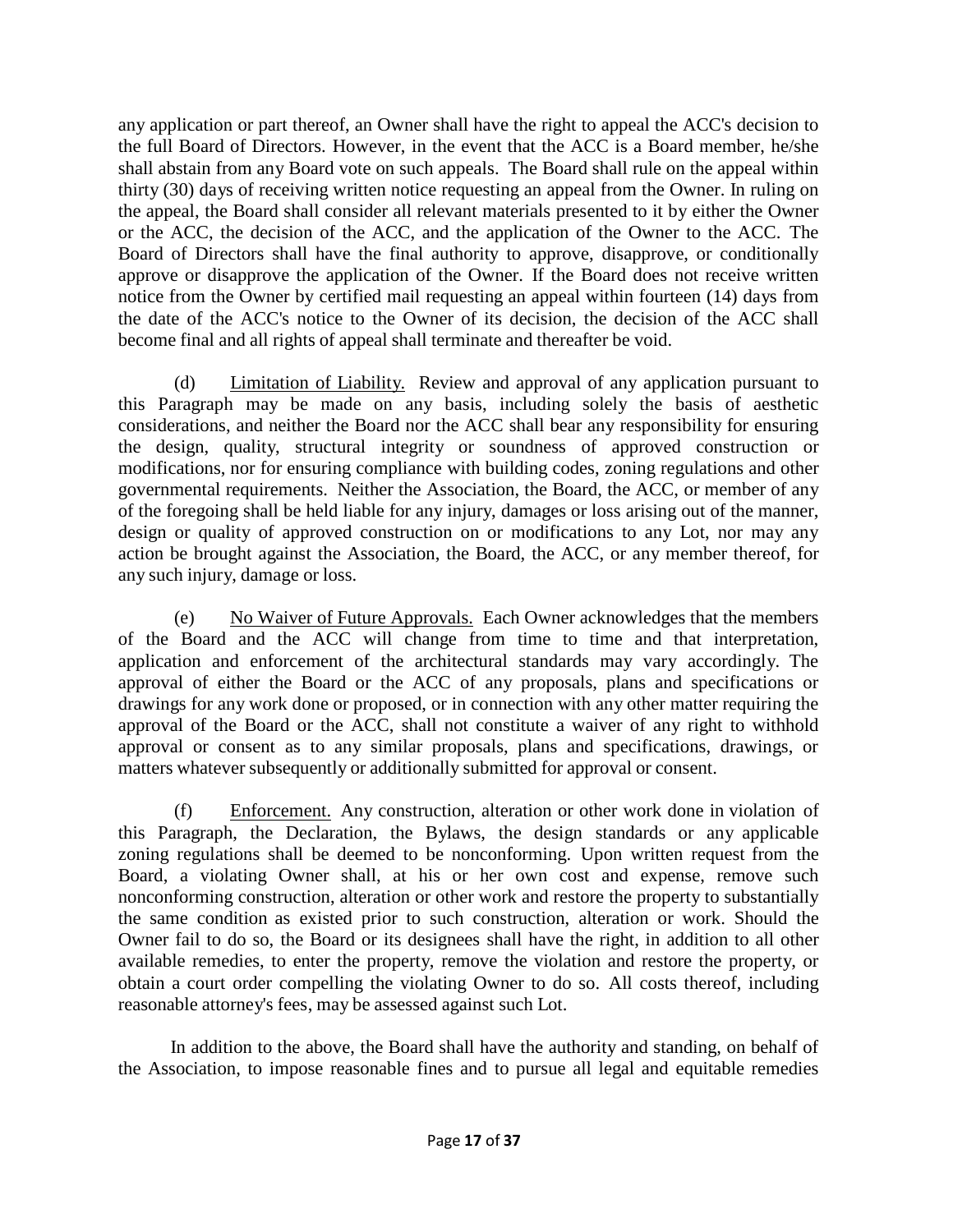any application or part thereof, an Owner shall have the right to appeal the ACC's decision to the full Board of Directors. However, in the event that the ACC is a Board member, he/she shall abstain from any Board vote on such appeals. The Board shall rule on the appeal within thirty (30) days of receiving written notice requesting an appeal from the Owner. In ruling on the appeal, the Board shall consider all relevant materials presented to it by either the Owner or the ACC, the decision of the ACC, and the application of the Owner to the ACC. The Board of Directors shall have the final authority to approve, disapprove, or conditionally approve or disapprove the application of the Owner. If the Board does not receive written notice from the Owner by certified mail requesting an appeal within fourteen (14) days from the date of the ACC's notice to the Owner of its decision, the decision of the ACC shall become final and all rights of appeal shall terminate and thereafter be void.

(d) Limitation of Liability. Review and approval of any application pursuant to this Paragraph may be made on any basis, including solely the basis of aesthetic considerations, and neither the Board nor the ACC shall bear any responsibility for ensuring the design, quality, structural integrity or soundness of approved construction or modifications, nor for ensuring compliance with building codes, zoning regulations and other governmental requirements. Neither the Association, the Board, the ACC, or member of any of the foregoing shall be held liable for any injury, damages or loss arising out of the manner, design or quality of approved construction on or modifications to any Lot, nor may any action be brought against the Association, the Board, the ACC, or any member thereof, for any such injury, damage or loss.

(e) No Waiver of Future Approvals. Each Owner acknowledges that the members of the Board and the ACC will change from time to time and that interpretation, application and enforcement of the architectural standards may vary accordingly. The approval of either the Board or the ACC of any proposals, plans and specifications or drawings for any work done or proposed, or in connection with any other matter requiring the approval of the Board or the ACC, shall not constitute a waiver of any right to withhold approval or consent as to any similar proposals, plans and specifications, drawings, or matters whatever subsequently or additionally submitted for approval or consent.

(f) Enforcement. Any construction, alteration or other work done in violation of this Paragraph, the Declaration, the Bylaws, the design standards or any applicable zoning regulations shall be deemed to be nonconforming. Upon written request from the Board, a violating Owner shall, at his or her own cost and expense, remove such nonconforming construction, alteration or other work and restore the property to substantially the same condition as existed prior to such construction, alteration or work. Should the Owner fail to do so, the Board or its designees shall have the right, in addition to all other available remedies, to enter the property, remove the violation and restore the property, or obtain a court order compelling the violating Owner to do so. All costs thereof, including reasonable attorney's fees, may be assessed against such Lot.

In addition to the above, the Board shall have the authority and standing, on behalf of the Association, to impose reasonable fines and to pursue all legal and equitable remedies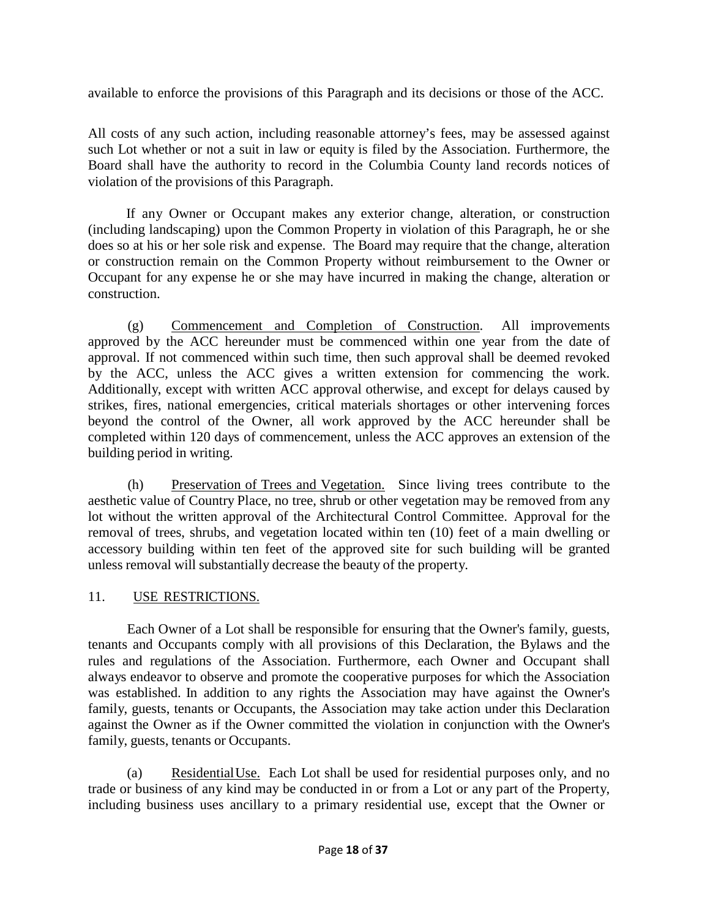available to enforce the provisions of this Paragraph and its decisions or those of the ACC.

All costs of any such action, including reasonable attorney's fees, may be assessed against such Lot whether or not a suit in law or equity is filed by the Association. Furthermore, the Board shall have the authority to record in the Columbia County land records notices of violation of the provisions of this Paragraph.

If any Owner or Occupant makes any exterior change, alteration, or construction (including landscaping) upon the Common Property in violation of this Paragraph, he or she does so at his or her sole risk and expense. The Board may require that the change, alteration or construction remain on the Common Property without reimbursement to the Owner or Occupant for any expense he or she may have incurred in making the change, alteration or construction.

(g) Commencement and Completion of Construction. All improvements approved by the ACC hereunder must be commenced within one year from the date of approval. If not commenced within such time, then such approval shall be deemed revoked by the ACC, unless the ACC gives a written extension for commencing the work. Additionally, except with written ACC approval otherwise, and except for delays caused by strikes, fires, national emergencies, critical materials shortages or other intervening forces beyond the control of the Owner, all work approved by the ACC hereunder shall be completed within 120 days of commencement, unless the ACC approves an extension of the building period in writing.

(h) Preservation of Trees and Vegetation. Since living trees contribute to the aesthetic value of Country Place, no tree, shrub or other vegetation may be removed from any lot without the written approval of the Architectural Control Committee. Approval for the removal of trees, shrubs, and vegetation located within ten (10) feet of a main dwelling or accessory building within ten feet of the approved site for such building will be granted unless removal will substantially decrease the beauty of the property.

## 11. USE RESTRICTIONS.

Each Owner of a Lot shall be responsible for ensuring that the Owner's family, guests, tenants and Occupants comply with all provisions of this Declaration, the Bylaws and the rules and regulations of the Association. Furthermore, each Owner and Occupant shall always endeavor to observe and promote the cooperative purposes for which the Association was established. In addition to any rights the Association may have against the Owner's family, guests, tenants or Occupants, the Association may take action under this Declaration against the Owner as if the Owner committed the violation in conjunction with the Owner's family, guests, tenants or Occupants.

(a) Residential Use. Each Lot shall be used for residential purposes only, and no trade or business of any kind may be conducted in or from a Lot or any part of the Property, including business uses ancillary to a primary residential use, except that the Owner or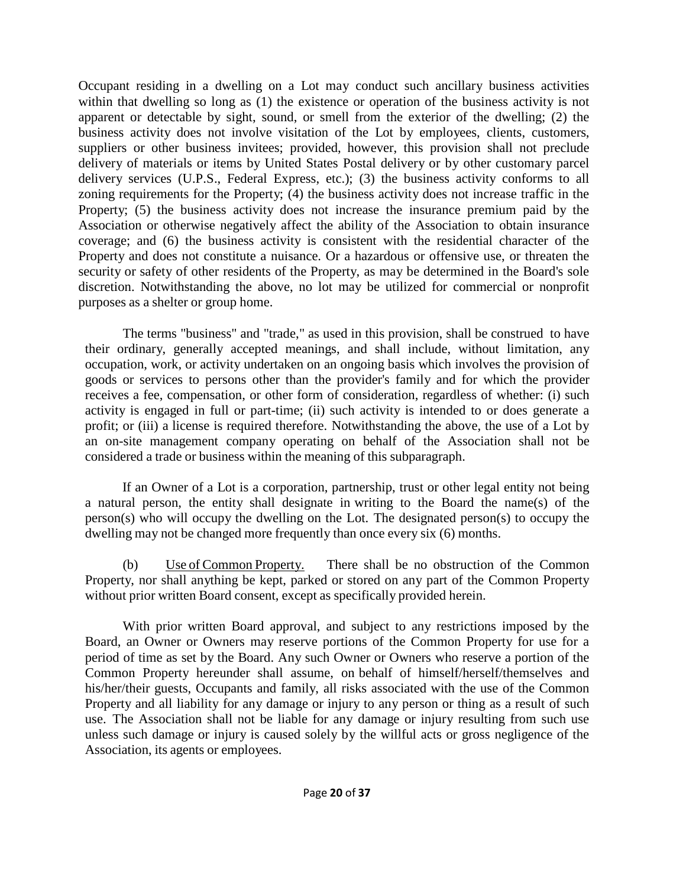Occupant residing in a dwelling on a Lot may conduct such ancillary business activities within that dwelling so long as (1) the existence or operation of the business activity is not apparent or detectable by sight, sound, or smell from the exterior of the dwelling; (2) the business activity does not involve visitation of the Lot by employees, clients, customers, suppliers or other business invitees; provided, however, this provision shall not preclude delivery of materials or items by United States Postal delivery or by other customary parcel delivery services (U.P.S., Federal Express, etc.); (3) the business activity conforms to all zoning requirements for the Property; (4) the business activity does not increase traffic in the Property; (5) the business activity does not increase the insurance premium paid by the Association or otherwise negatively affect the ability of the Association to obtain insurance coverage; and (6) the business activity is consistent with the residential character of the Property and does not constitute a nuisance. Or a hazardous or offensive use, or threaten the security or safety of other residents of the Property, as may be determined in the Board's sole discretion. Notwithstanding the above, no lot may be utilized for commercial or nonprofit purposes as a shelter or group home.

The terms "business" and "trade," as used in this provision, shall be construed to have their ordinary, generally accepted meanings, and shall include, without limitation, any occupation, work, or activity undertaken on an ongoing basis which involves the provision of goods or services to persons other than the provider's family and for which the provider receives a fee, compensation, or other form of consideration, regardless of whether: (i) such activity is engaged in full or part-time; (ii) such activity is intended to or does generate a profit; or (iii) a license is required therefore. Notwithstanding the above, the use of a Lot by an on-site management company operating on behalf of the Association shall not be considered a trade or business within the meaning of this subparagraph.

If an Owner of a Lot is a corporation, partnership, trust or other legal entity not being a natural person, the entity shall designate in writing to the Board the name(s) of the person(s) who will occupy the dwelling on the Lot. The designated person(s) to occupy the dwelling may not be changed more frequently than once every six (6) months.

(b) <u>Use of Common Property.</u> There shall be no obstruction of the Common Property, nor shall anything be kept, parked or stored on any part of the Common Property without prior written Board consent, except as specifically provided herein.

With prior written Board approval, and subject to any restrictions imposed by the Board, an Owner or Owners may reserve portions of the Common Property for use for a period of time as set by the Board. Any such Owner or Owners who reserve a portion of the Common Property hereunder shall assume, on behalf of himself/herself/themselves and his/her/their guests, Occupants and family, all risks associated with the use of the Common Property and all liability for any damage or injury to any person or thing as a result of such use. The Association shall not be liable for any damage or injury resulting from such use unless such damage or injury is caused solely by the willful acts or gross negligence of the Association, its agents or employees.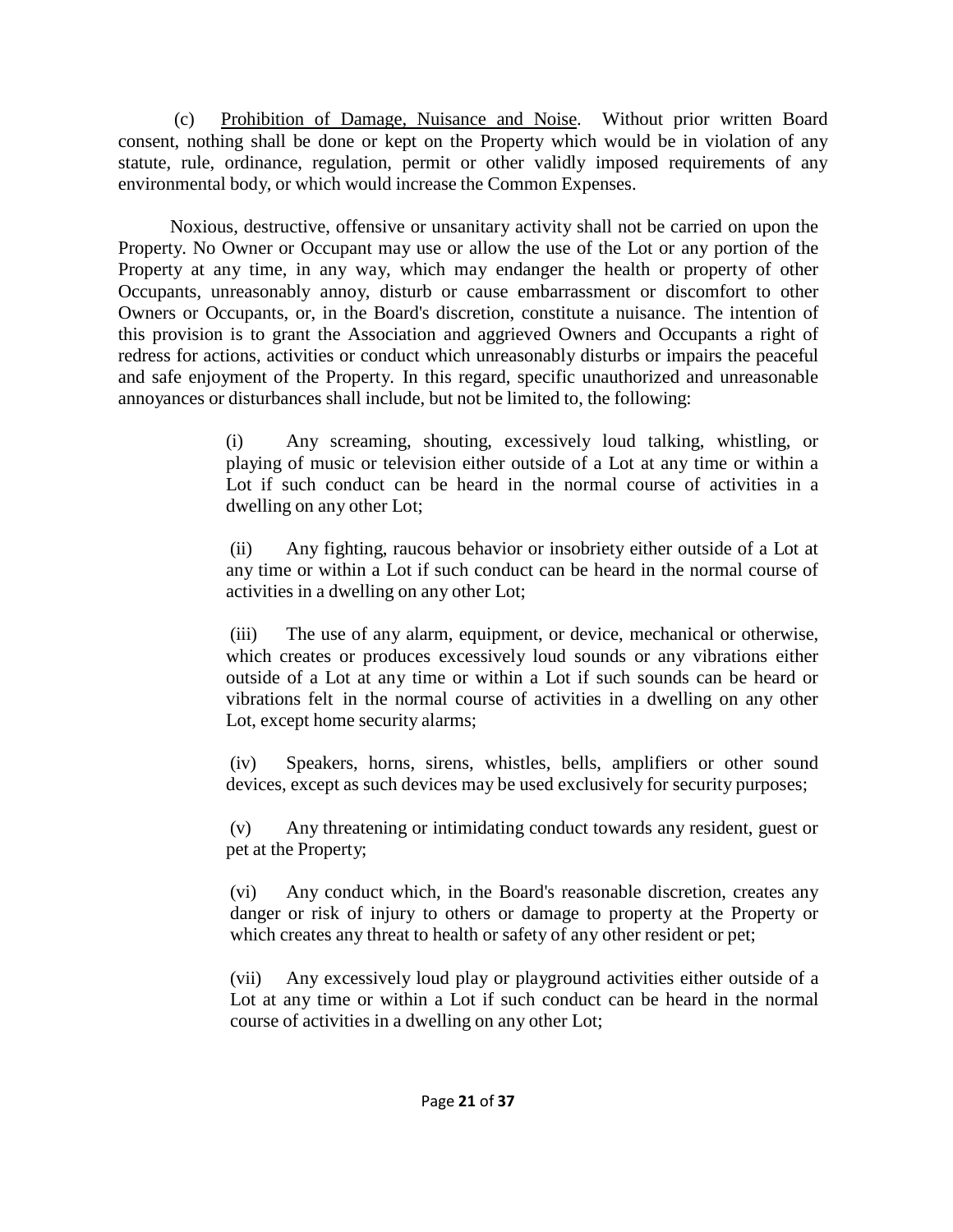(c) <u>Prohibition of Damage, Nuisance and Noise</u>. Without prior written Board consent, nothing shall be done or kept on the Property which would be in violation of any statute, rule, ordinance, regulation, permit or other validly imposed requirements of any environmental body, or which would increase the Common Expenses.

Noxious, destructive, offensive or unsanitary activity shall not be carried on upon the Property. No Owner or Occupant may use or allow the use of the Lot or any portion of the Property at any time, in any way, which may endanger the health or property of other Occupants, unreasonably annoy, disturb or cause embarrassment or discomfort to other Owners or Occupants, or, in the Board's discretion, constitute a nuisance. The intention of this provision is to grant the Association and aggrieved Owners and Occupants a right of redress for actions, activities or conduct which unreasonably disturbs or impairs the peaceful and safe enjoyment of the Property. In this regard, specific unauthorized and unreasonable annoyances or disturbances shall include, but not be limited to, the following:

(i) Any screaming, shouting, excessively loud talking, whistling, or playing of music or television either outside of a Lot at any time or within a Lot if such conduct can be heard in the normal course of activities in a dwelling on any other Lot;

(ii) Any fighting, raucous behavior or insobriety either outside of a Lot at any time or within a Lot if such conduct can be heard in the normal course of activities in a dwelling on any other Lot;

(iii) The use of any alarm, equipment, or device, mechanical or otherwise, which creates or produces excessively loud sounds or any vibrations either outside of a Lot at any time or within a Lot if such sounds can be heard or vibrations felt in the normal course of activities in a dwelling on any other Lot, except home security alarms;

(iv) Speakers, horns, sirens, whistles, bells, amplifiers or other sound devices, except as such devices may be used exclusively for security purposes;

(v) Any threatening or intimidating conduct towards any resident, guest or pet at the Property;

(vi) Any conduct which, in the Board's reasonable discretion, creates any danger or risk of injury to others or damage to property at the Property or which creates any threat to health or safety of any other resident or pet;

(vii) Any excessively loud play or playground activities either outside of a Lot at any time or within a Lot if such conduct can be heard in the normal course of activities in a dwelling on any other Lot;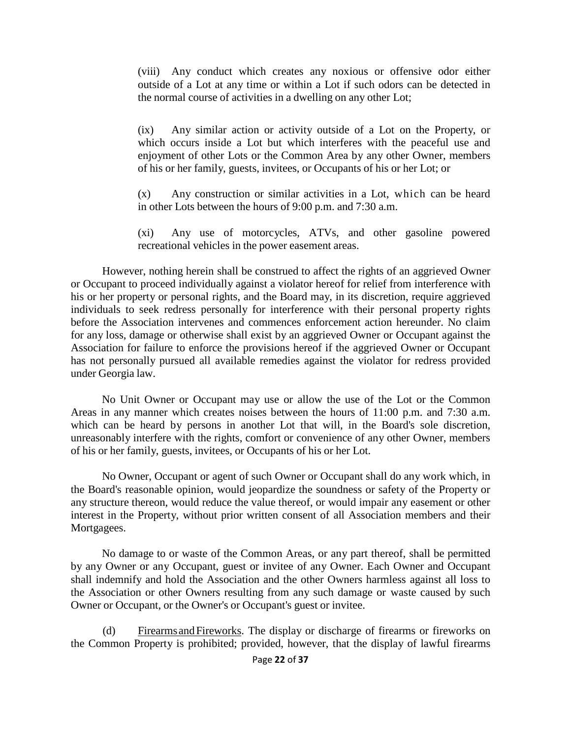(viii) Any conduct which creates any noxious or offensive odor either outside of a Lot at any time or within a Lot if such odors can be detected in the normal course of activities in a dwelling on any other Lot;

(ix) Any similar action or activity outside of a Lot on the Property, or which occurs inside a Lot but which interferes with the peaceful use and enjoyment of other Lots or the Common Area by any other Owner, members of his or her family, guests, invitees, or Occupants of his or her Lot; or

(x) Any construction or similar activities in a Lot, which can be heard in other Lots between the hours of 9:00 p.m. and 7:30 a.m.

(xi) Any use of motorcycles, ATVs, and other gasoline powered recreational vehicles in the power easement areas.

However, nothing herein shall be construed to affect the rights of an aggrieved Owner or Occupant to proceed individually against a violator hereof for relief from interference with his or her property or personal rights, and the Board may, in its discretion, require aggrieved individuals to seek redress personally for interference with their personal property rights before the Association intervenes and commences enforcement action hereunder. No claim for any loss, damage or otherwise shall exist by an aggrieved Owner or Occupant against the Association for failure to enforce the provisions hereof if the aggrieved Owner or Occupant has not personally pursued all available remedies against the violator for redress provided under Georgia law.

No Unit Owner or Occupant may use or allow the use of the Lot or the Common Areas in any manner which creates noises between the hours of 11:00 p.m. and 7:30 a.m. which can be heard by persons in another Lot that will, in the Board's sole discretion, unreasonably interfere with the rights, comfort or convenience of any other Owner, members of his or her family, guests, invitees, or Occupants of his or her Lot.

No Owner, Occupant or agent of such Owner or Occupant shall do any work which, in the Board's reasonable opinion, would jeopardize the soundness or safety of the Property or any structure thereon, would reduce the value thereof, or would impair any easement or other interest in the Property, without prior written consent of all Association members and their Mortgagees.

No damage to or waste of the Common Areas, or any part thereof, shall be permitted by any Owner or any Occupant, guest or invitee of any Owner. Each Owner and Occupant shall indemnify and hold the Association and the other Owners harmless against all loss to the Association or other Owners resulting from any such damage or waste caused by such Owner or Occupant, or the Owner's or Occupant's guest or invitee.

(d) Firearms and Fireworks. The display or discharge of firearms or fireworks on the Common Property is prohibited; provided, however, that the display of lawful firearms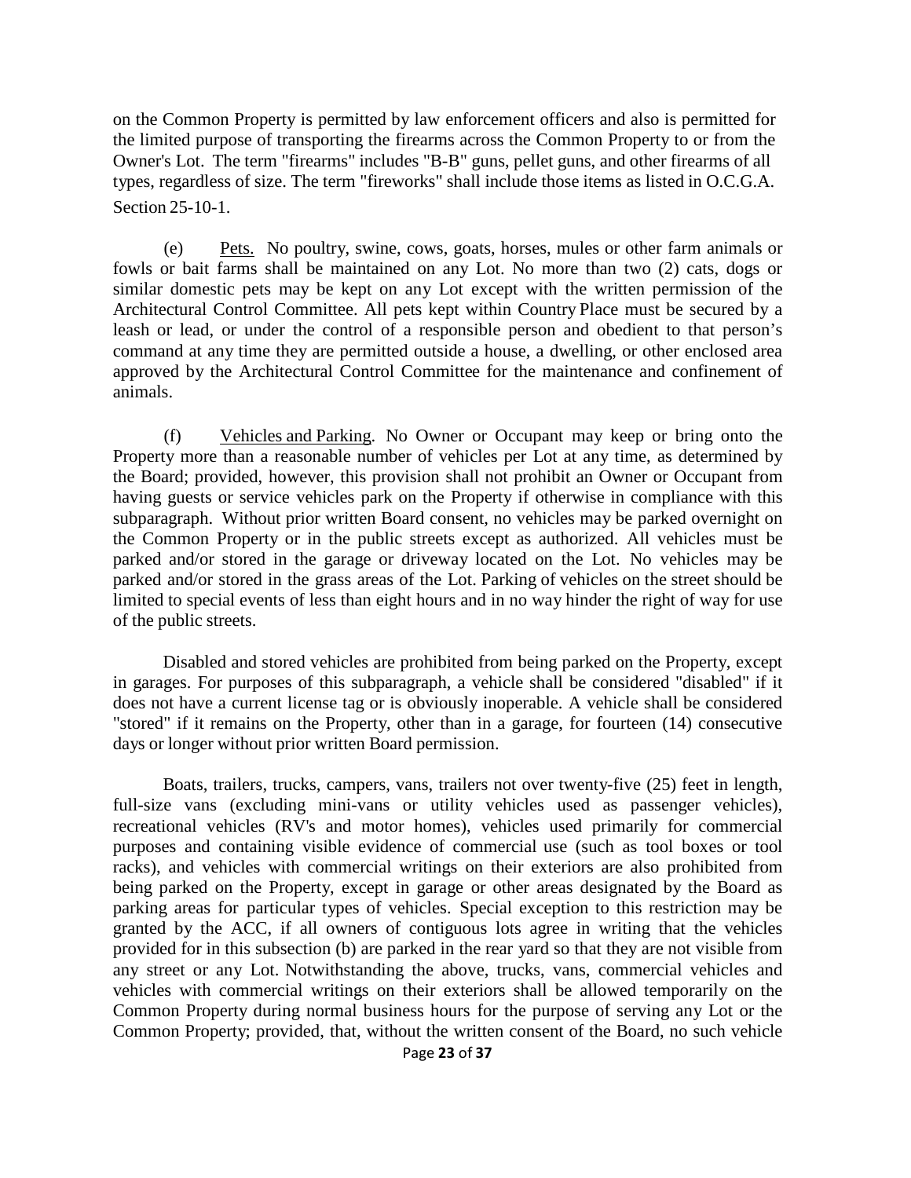on the Common Property is permitted by law enforcement officers and also is permitted for the limited purpose of transporting the firearms across the Common Property to or from the Owner's Lot. The term "firearms" includes "B-B" guns, pellet guns, and other firearms of all types, regardless of size. The term "fireworks" shall include those items as listed in O.C.G.A. Section 25-10-1.

(e) Pets. No poultry, swine, cows, goats, horses, mules or other farm animals or fowls or bait farms shall be maintained on any Lot. No more than two (2) cats, dogs or similar domestic pets may be kept on any Lot except with the written permission of the Architectural Control Committee. All pets kept within Country Place must be secured by a leash or lead, or under the control of a responsible person and obedient to that person's command at any time they are permitted outside a house, a dwelling, or other enclosed area approved by the Architectural Control Committee for the maintenance and confinement of animals.

(f) Vehicles and Parking. No Owner or Occupant may keep or bring onto the Property more than a reasonable number of vehicles per Lot at any time, as determined by the Board; provided, however, this provision shall not prohibit an Owner or Occupant from having guests or service vehicles park on the Property if otherwise in compliance with this subparagraph. Without prior written Board consent, no vehicles may be parked overnight on the Common Property or in the public streets except as authorized. All vehicles must be parked and/or stored in the garage or driveway located on the Lot. No vehicles may be parked and/or stored in the grass areas of the Lot. Parking of vehicles on the street should be limited to special events of less than eight hours and in no way hinder the right of way for use of the public streets.

Disabled and stored vehicles are prohibited from being parked on the Property, except in garages. For purposes of this subparagraph, a vehicle shall be considered "disabled" if it does not have a current license tag or is obviously inoperable. A vehicle shall be considered "stored" if it remains on the Property, other than in a garage, for fourteen (14) consecutive days or longer without prior written Board permission.

Boats, trailers, trucks, campers, vans, trailers not over twenty-five (25) feet in length, full-size vans (excluding mini-vans or utility vehicles used as passenger vehicles), recreational vehicles (RV's and motor homes), vehicles used primarily for commercial purposes and containing visible evidence of commercial use (such as tool boxes or tool racks), and vehicles with commercial writings on their exteriors are also prohibited from being parked on the Property, except in garage or other areas designated by the Board as parking areas for particular types of vehicles. Special exception to this restriction may be granted by the ACC, if all owners of contiguous lots agree in writing that the vehicles provided for in this subsection (b) are parked in the rear yard so that they are not visible from any street or any Lot. Notwithstanding the above, trucks, vans, commercial vehicles and vehicles with commercial writings on their exteriors shall be allowed temporarily on the Common Property during normal business hours for the purpose of serving any Lot or the Common Property; provided, that, without the written consent of the Board, no such vehicle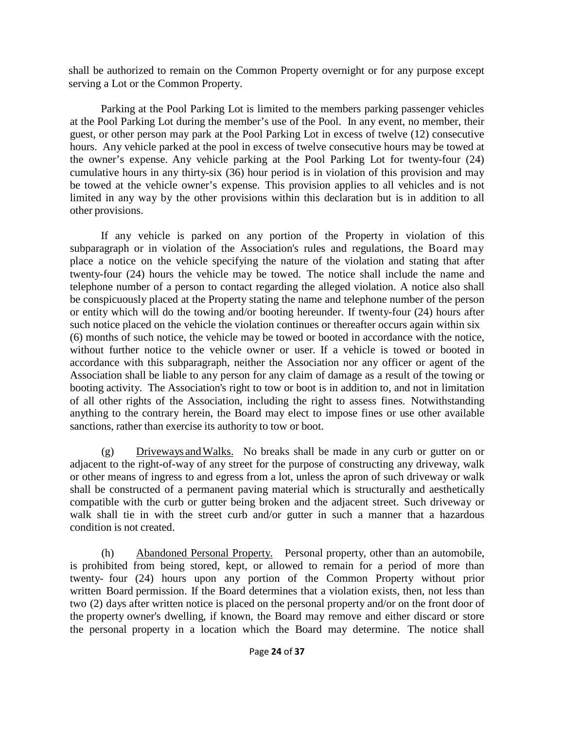shall be authorized to remain on the Common Property overnight or for any purpose except serving a Lot or the Common Property.

Parking at the Pool Parking Lot is limited to the members parking passenger vehicles at the Pool Parking Lot during the member's use of the Pool. In any event, no member, their guest, or other person may park at the Pool Parking Lot in excess of twelve (12) consecutive hours. Any vehicle parked at the pool in excess of twelve consecutive hours may be towed at the owner's expense. Any vehicle parking at the Pool Parking Lot for twenty-four (24) cumulative hours in any thirty-six (36) hour period is in violation of this provision and may be towed at the vehicle owner's expense. This provision applies to all vehicles and is not limited in any way by the other provisions within this declaration but is in addition to all other provisions.

If any vehicle is parked on any portion of the Property in violation of this subparagraph or in violation of the Association's rules and regulations, the Board may place a notice on the vehicle specifying the nature of the violation and stating that after twenty-four (24) hours the vehicle may be towed. The notice shall include the name and telephone number of a person to contact regarding the alleged violation. A notice also shall be conspicuously placed at the Property stating the name and telephone number of the person or entity which will do the towing and/or booting hereunder. If twenty-four (24) hours after such notice placed on the vehicle the violation continues or thereafter occurs again within six (6) months of such notice, the vehicle may be towed or booted in accordance with the notice, without further notice to the vehicle owner or user. If a vehicle is towed or booted in accordance with this subparagraph, neither the Association nor any officer or agent of the Association shall be liable to any person for any claim of damage as a result of the towing or booting activity. The Association's right to tow or boot is in addition to, and not in limitation of all other rights of the Association, including the right to assess fines. Notwithstanding anything to the contrary herein, the Board may elect to impose fines or use other available sanctions, rather than exercise its authority to tow or boot.

(g) Driveways and Walks. No breaks shall be made in any curb or gutter on or adjacent to the right-of-way of any street for the purpose of constructing any driveway, walk or other means of ingress to and egress from a lot, unless the apron of such driveway or walk shall be constructed of a permanent paving material which is structurally and aesthetically compatible with the curb or gutter being broken and the adjacent street. Such driveway or walk shall tie in with the street curb and/or gutter in such a manner that a hazardous condition is not created.

(h) Abandoned Personal Property. Personal property, other than an automobile, is prohibited from being stored, kept, or allowed to remain for a period of more than twenty- four (24) hours upon any portion of the Common Property without prior written Board permission. If the Board determines that a violation exists, then, not less than two (2) days after written notice is placed on the personal property and/or on the front door of the property owner's dwelling, if known, the Board may remove and either discard or store the personal property in a location which the Board may determine. The notice shall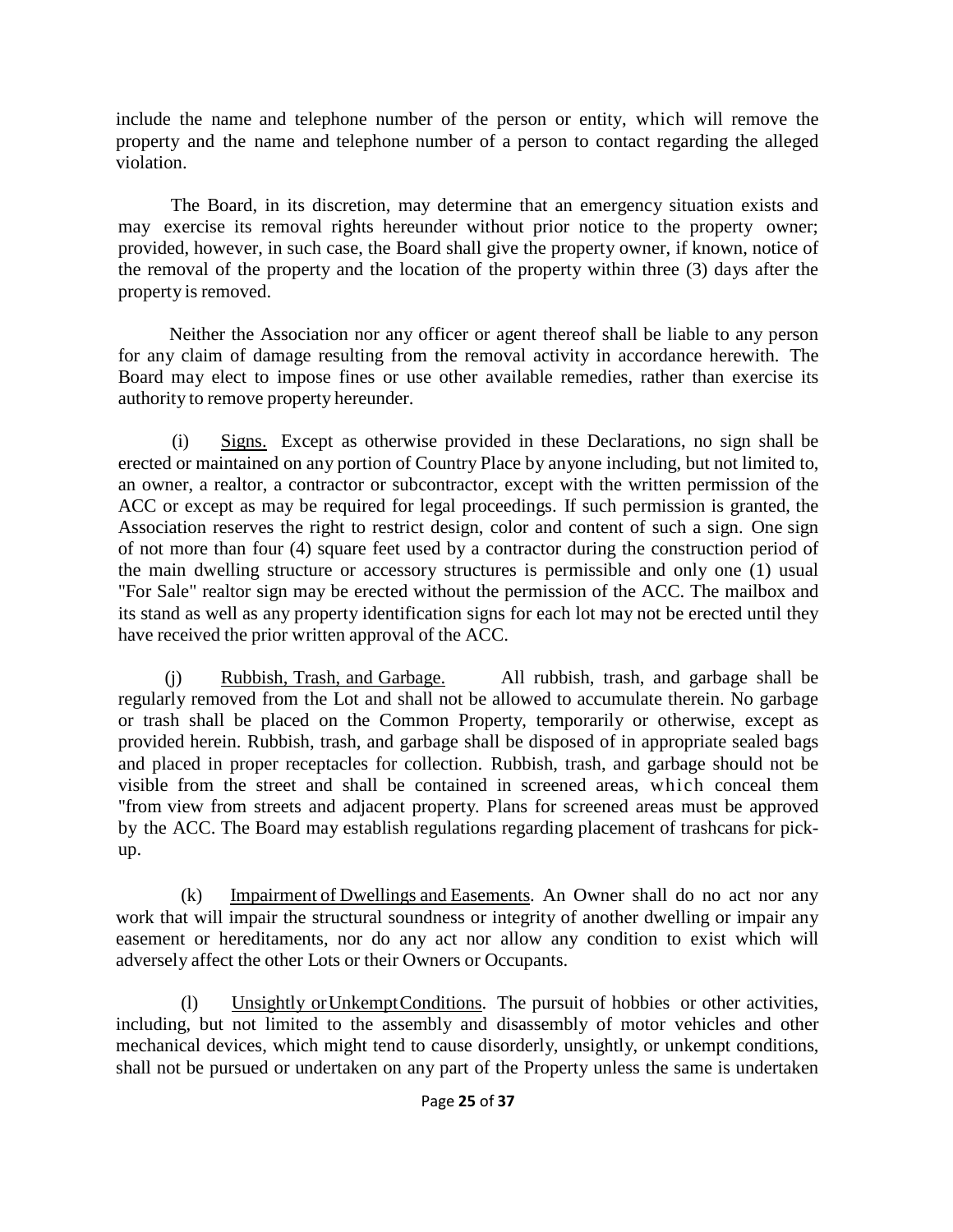include the name and telephone number of the person or entity, which will remove the property and the name and telephone number of a person to contact regarding the alleged violation.

The Board, in its discretion, may determine that an emergency situation exists and may exercise its removal rights hereunder without prior notice to the property owner; provided, however, in such case, the Board shall give the property owner, if known, notice of the removal of the property and the location of the property within three (3) days after the property is removed.

Neither the Association nor any officer or agent thereof shall be liable to any person for any claim of damage resulting from the removal activity in accordance herewith. The Board may elect to impose fines or use other available remedies, rather than exercise its authority to remove property hereunder.

(i) Signs. Except as otherwise provided in these Declarations, no sign shall be erected or maintained on any portion of Country Place by anyone including, but not limited to, an owner, a realtor, a contractor or subcontractor, except with the written permission of the ACC or except as may be required for legal proceedings. If such permission is granted, the Association reserves the right to restrict design, color and content of such a sign. One sign of not more than four (4) square feet used by a contractor during the construction period of the main dwelling structure or accessory structures is permissible and only one (1) usual "For Sale" realtor sign may be erected without the permission of the ACC. The mailbox and its stand as well as any property identification signs for each lot may not be erected until they have received the prior written approval of the ACC.

(j) Rubbish, Trash, and Garbage. All rubbish, trash, and garbage shall be regularly removed from the Lot and shall not be allowed to accumulate therein. No garbage or trash shall be placed on the Common Property, temporarily or otherwise, except as provided herein. Rubbish, trash, and garbage shall be disposed of in appropriate sealed bags and placed in proper receptacles for collection. Rubbish, trash, and garbage should not be visible from the street and shall be contained in screened areas, which conceal them "from view from streets and adjacent property. Plans for screened areas must be approved by the ACC. The Board may establish regulations regarding placement of trashcans for pick-up.

(k) Impairment of Dwellings and Easements. An Owner shall do no act nor any work that will impair the structural soundness or integrity of another dwelling or impair any easement or hereditaments, nor do any act nor allow any condition to exist which will adversely affect the other Lots or their Owners or Occupants.

(l) Unsightly or Unkempt Conditions. The pursuit of hobbies or other activities, including, but not limited to the assembly and disassembly of motor vehicles and other mechanical devices, which might tend to cause disorderly, unsightly, or unkempt conditions, shall not be pursued or undertaken on any part of the Property unless the same is undertaken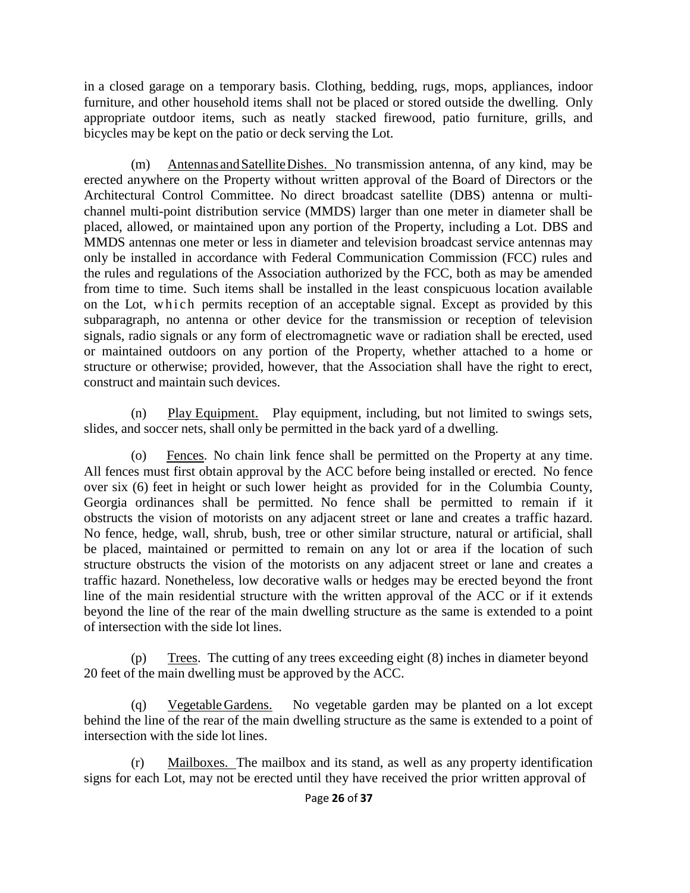in a closed garage on a temporary basis. Clothing, bedding, rugs, mops, appliances, indoor furniture, and other household items shall not be placed or stored outside the dwelling. Only appropriate outdoor items, such as neatly stacked firewood, patio furniture, grills, and bicycles may be kept on the patio or deck serving the Lot.

(m) Antennas and Satellite Dishes. No transmission antenna, of any kind, may be erected anywhere on the Property without written approval of the Board of Directors or the Architectural Control Committee. No direct broadcast satellite (DBS) antenna or multi-channel multi-point distribution service (MMDS) larger than one meter in diameter shall be placed, allowed, or maintained upon any portion of the Property, including a Lot. DBS and MMDS antennas one meter or less in diameter and television broadcast service antennas may only be installed in accordance with Federal Communication Commission (FCC) rules and the rules and regulations of the Association authorized by the FCC, both as may be amended from time to time. Such items shall be installed in the least conspicuous location available on the Lot, which permits reception of an acceptable signal. Except as provided by this subparagraph, no antenna or other device for the transmission or reception of television signals, radio signals or any form of electromagnetic wave or radiation shall be erected, used or maintained outdoors on any portion of the Property, whether attached to a home or structure or otherwise; provided, however, that the Association shall have the right to erect, construct and maintain such devices.

(n) Play Equipment. Play equipment, including, but not limited to swings sets, slides, and soccer nets, shall only be permitted in the back yard of a dwelling.

(o) Fences. No chain link fence shall be permitted on the Property at any time. All fences must first obtain approval by the ACC before being installed or erected. No fence over six (6) feet in height or such lower height as provided for in the Columbia County, Georgia ordinances shall be permitted. No fence shall be permitted to remain if it obstructs the vision of motorists on any adjacent street or lane and creates a traffic hazard. No fence, hedge, wall, shrub, bush, tree or other similar structure, natural or artificial, shall be placed, maintained or permitted to remain on any lot or area if the location of such structure obstructs the vision of the motorists on any adjacent street or lane and creates a traffic hazard. Nonetheless, low decorative walls or hedges may be erected beyond the front line of the main residential structure with the written approval of the ACC or if it extends beyond the line of the rear of the main dwelling structure as the same is extended to a point of intersection with the side lot lines.

(p) Trees. The cutting of any trees exceeding eight (8) inches in diameter beyond 20 feet of the main dwelling must be approved by the ACC.

(q) Vegetable Gardens. No vegetable garden may be planted on a lot except behind the line of the rear of the main dwelling structure as the same is extended to a point of intersection with the side lot lines.

(r) Mailboxes. The mailbox and its stand, as well as any property identification signs for each Lot, may not be erected until they have received the prior written approval of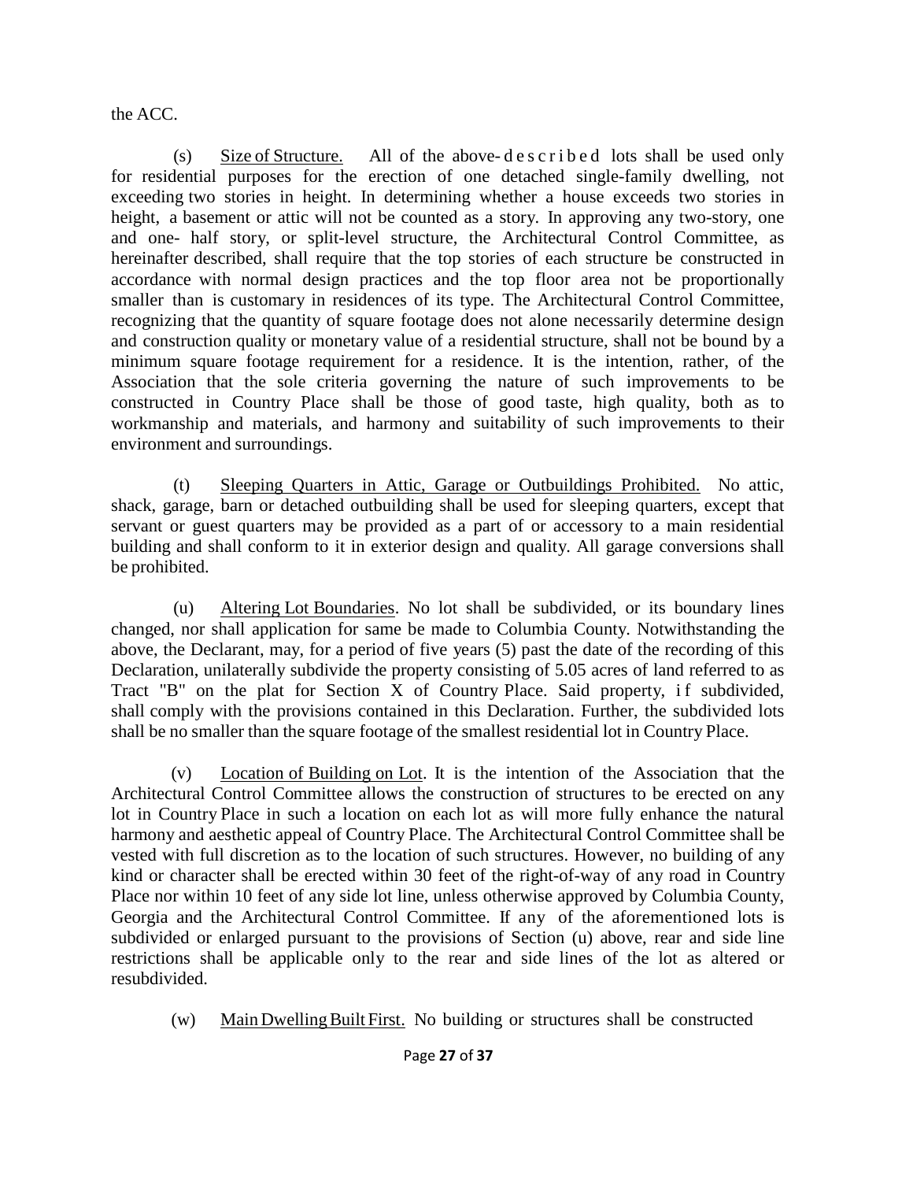the ACC.

(s) Size of Structure. All of the above-described lots shall be used only for residential purposes for the erection of one detached single-family dwelling, not exceeding two stories in height. In determining whether a house exceeds two stories in height, a basement or attic will not be counted as a story. In approving any two-story, one and one- half story, or split-level structure, the Architectural Control Committee, as hereinafter described, shall require that the top stories of each structure be constructed in accordance with normal design practices and the top floor area not be proportionally smaller than is customary in residences of its type. The Architectural Control Committee, recognizing that the quantity of square footage does not alone necessarily determine design and construction quality or monetary value of a residential structure, shall not be bound by a minimum square footage requirement for a residence. It is the intention, rather, of the Association that the sole criteria governing the nature of such improvements to be constructed in Country Place shall be those of good taste, high quality, both as to workmanship and materials, and harmony and suitability of such improvements to their environment and surroundings.

(t) Sleeping Quarters in Attic, Garage or Outbuildings Prohibited. No attic, shack, garage, barn or detached outbuilding shall be used for sleeping quarters, except that servant or guest quarters may be provided as a part of or accessory to a main residential building and shall conform to it in exterior design and quality. All garage conversions shall be prohibited.

(u) Altering Lot Boundaries. No lot shall be subdivided, or its boundary lines changed, nor shall application for same be made to Columbia County. Notwithstanding the above, the Declarant, may, for a period of five years (5) past the date of the recording of this Declaration, unilaterally subdivide the property consisting of 5.05 acres of land referred to as Tract "B" on the plat for Section X of Country Place. Said property, if subdivided, shall comply with the provisions contained in this Declaration. Further, the subdivided lots shall be no smaller than the square footage of the smallest residential lot in Country Place.

(v) Location of Building on Lot. It is the intention of the Association that the Architectural Control Committee allows the construction of structures to be erected on any lot in Country Place in such a location on each lot as will more fully enhance the natural harmony and aesthetic appeal of Country Place. The Architectural Control Committee shall be vested with full discretion as to the location of such structures. However, no building of any kind or character shall be erected within 30 feet of the right-of-way of any road in Country Place nor within 10 feet of any side lot line, unless otherwise approved by Columbia County, Georgia and the Architectural Control Committee. If any of the aforementioned lots is subdivided or enlarged pursuant to the provisions of Section (u) above, rear and side line restrictions shall be applicable only to the rear and side lines of the lot as altered or resubdivided.

(w) Main Dwelling Built First. No building or structures shall be constructed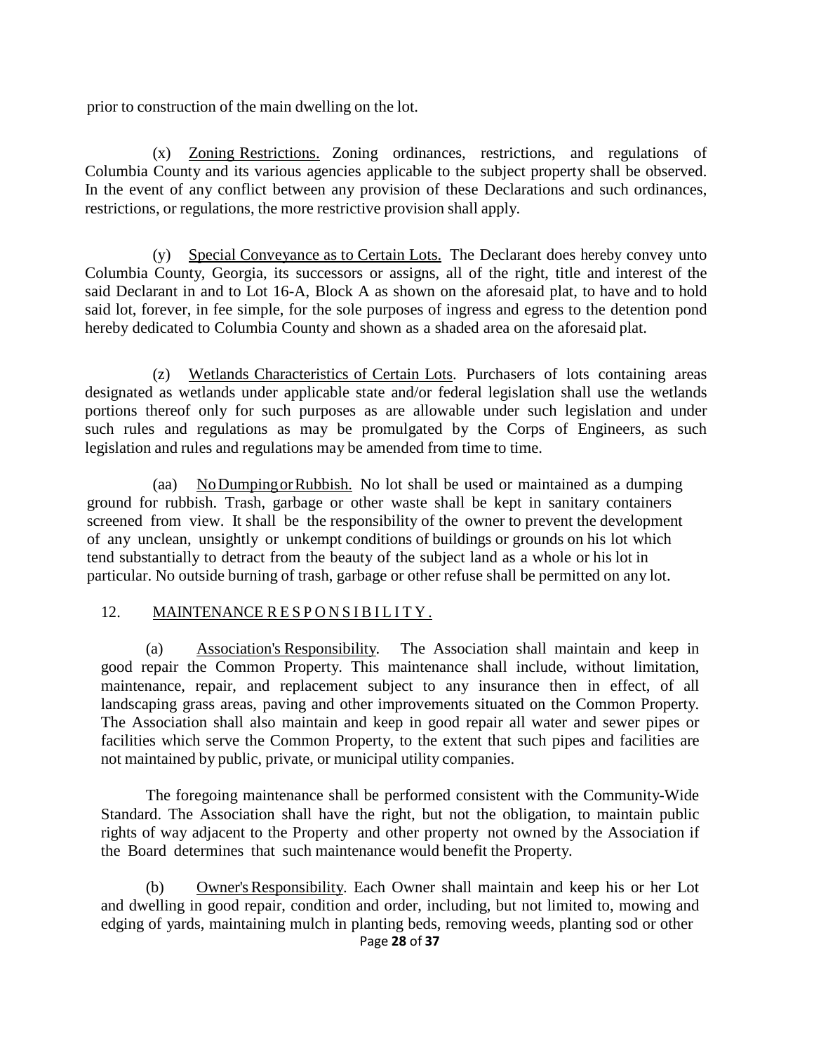prior to construction of the main dwelling on the lot.

(x) Zoning Restrictions. Zoning ordinances, restrictions, and regulations of Columbia County and its various agencies applicable to the subject property shall be observed. In the event of any conflict between any provision of these Declarations and such ordinances, restrictions, or regulations, the more restrictive provision shall apply.

(y) Special Conveyance as to Certain Lots. The Declarant does hereby convey unto Columbia County, Georgia, its successors or assigns, all of the right, title and interest of the said Declarant in and to Lot 16-A, Block A as shown on the aforesaid plat, to have and to hold said lot, forever, in fee simple, for the sole purposes of ingress and egress to the detention pond hereby dedicated to Columbia County and shown as a shaded area on the aforesaid plat.

(z) Wetlands Characteristics of Certain Lots. Purchasers of lots containing areas designated as wetlands under applicable state and/or federal legislation shall use the wetlands portions thereof only for such purposes as are allowable under such legislation and under such rules and regulations as may be promulgated by the Corps of Engineers, as such legislation and rules and regulations may be amended from time to time.

(aa) No Dumping or Rubbish. No lot shall be used or maintained as a dumping ground for rubbish. Trash, garbage or other waste shall be kept in sanitary containers screened from view. It shall be the responsibility of the owner to prevent the development of any unclean, unsightly or unkempt conditions of buildings or grounds on his lot which tend substantially to detract from the beauty of the subject land as a whole or his lot in particular. No outside burning of trash, garbage or other refuse shall be permitted on any lot.

## 12. MAINTENANCE RESPONSIBILITY.

(a) Association's Responsibility. The Association shall maintain and keep in good repair the Common Property. This maintenance shall include, without limitation, maintenance, repair, and replacement subject to any insurance then in effect, of all landscaping grass areas, paving and other improvements situated on the Common Property. The Association shall also maintain and keep in good repair all water and sewer pipes or facilities which serve the Common Property, to the extent that such pipes and facilities are not maintained by public, private, or municipal utility companies.

The foregoing maintenance shall be performed consistent with the Community-Wide Standard. The Association shall have the right, but not the obligation, to maintain public rights of way adjacent to the Property and other property not owned by the Association if the Board determines that such maintenance would benefit the Property.

(b) Owner's Responsibility. Each Owner shall maintain and keep his or her Lot and dwelling in good repair, condition and order, including, but not limited to, mowing and edging of yards, maintaining mulch in planting beds, removing weeds, planting sod or other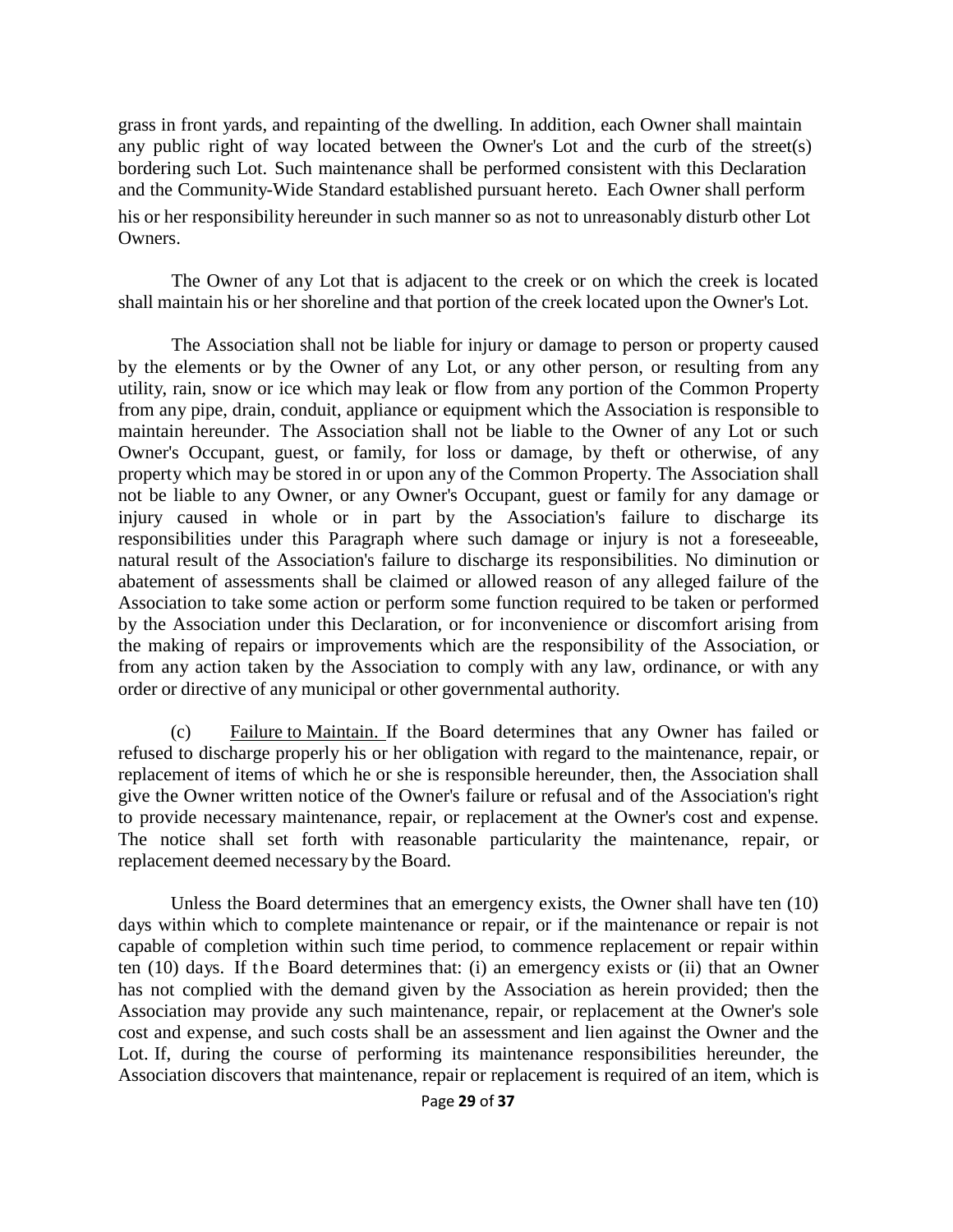grass in front yards, and repainting of the dwelling. In addition, each Owner shall maintain any public right of way located between the Owner's Lot and the curb of the street(s) bordering such Lot. Such maintenance shall be performed consistent with this Declaration and the Community-Wide Standard established pursuant hereto. Each Owner shall perform his or her responsibility hereunder in such manner so as not to unreasonably disturb other Lot Owners.

The Owner of any Lot that is adjacent to the creek or on which the creek is located shall maintain his or her shoreline and that portion of the creek located upon the Owner's Lot.

The Association shall not be liable for injury or damage to person or property caused by the elements or by the Owner of any Lot, or any other person, or resulting from any utility, rain, snow or ice which may leak or flow from any portion of the Common Property from any pipe, drain, conduit, appliance or equipment which the Association is responsible to maintain hereunder. The Association shall not be liable to the Owner of any Lot or such Owner's Occupant, guest, or family, for loss or damage, by theft or otherwise, of any property which may be stored in or upon any of the Common Property. The Association shall not be liable to any Owner, or any Owner's Occupant, guest or family for any damage or injury caused in whole or in part by the Association's failure to discharge its responsibilities under this Paragraph where such damage or injury is not a foreseeable, natural result of the Association's failure to discharge its responsibilities. No diminution or abatement of assessments shall be claimed or allowed reason of any alleged failure of the Association to take some action or perform some function required to be taken or performed by the Association under this Declaration, or for inconvenience or discomfort arising from the making of repairs or improvements which are the responsibility of the Association, or from any action taken by the Association to comply with any law, ordinance, or with any order or directive of any municipal or other governmental authority.

(c) Failure to Maintain. If the Board determines that any Owner has failed or refused to discharge properly his or her obligation with regard to the maintenance, repair, or replacement of items of which he or she is responsible hereunder, then, the Association shall give the Owner written notice of the Owner's failure or refusal and of the Association's right to provide necessary maintenance, repair, or replacement at the Owner's cost and expense. The notice shall set forth with reasonable particularity the maintenance, repair, or replacement deemed necessary by the Board.

Unless the Board determines that an emergency exists, the Owner shall have ten (10) days within which to complete maintenance or repair, or if the maintenance or repair is not capable of completion within such time period, to commence replacement or repair within ten (10) days. If the Board determines that: (i) an emergency exists or (ii) that an Owner has not complied with the demand given by the Association as herein provided; then the Association may provide any such maintenance, repair, or replacement at the Owner's sole cost and expense, and such costs shall be an assessment and lien against the Owner and the Lot. If, during the course of performing its maintenance responsibilities hereunder, the Association discovers that maintenance, repair or replacement is required of an item, which is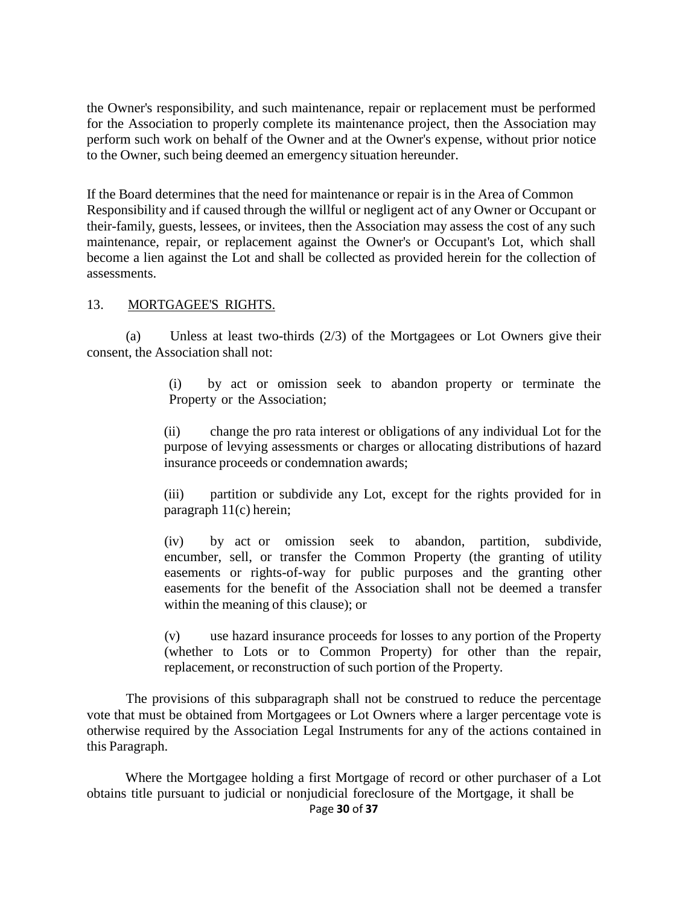the Owner's responsibility, and such maintenance, repair or replacement must be performed for the Association to properly complete its maintenance project, then the Association may perform such work on behalf of the Owner and at the Owner's expense, without prior notice to the Owner, such being deemed an emergency situation hereunder.

If the Board determines that the need for maintenance or repair is in the Area of Common Responsibility and if caused through the willful or negligent act of any Owner or Occupant or their-family, guests, lessees, or invitees, then the Association may assess the cost of any such maintenance, repair, or replacement against the Owner's or Occupant's Lot, which shall become a lien against the Lot and shall be collected as provided herein for the collection of assessments.

## 13. MORTGAGEE'S RIGHTS.

(a) Unless at least two-thirds (2/3) of the Mortgagees or Lot Owners give their consent, the Association shall not:

> (i) by act or omission seek to abandon property or terminate the Property or the Association;
>
> (ii) change the pro rata interest or obligations of any individual Lot for the purpose of levying assessments or charges or allocating distributions of hazard insurance proceeds or condemnation awards;
>
> (iii) partition or subdivide any Lot, except for the rights provided for in paragraph 11(c) herein;
>
> (iv) by act or omission seek to abandon, partition, subdivide, encumber, sell, or transfer the Common Property (the granting of utility easements or rights-of-way for public purposes and the granting other easements for the benefit of the Association shall not be deemed a transfer within the meaning of this clause); or
>
> (v) use hazard insurance proceeds for losses to any portion of the Property (whether to Lots or to Common Property) for other than the repair, replacement, or reconstruction of such portion of the Property.

The provisions of this subparagraph shall not be construed to reduce the percentage vote that must be obtained from Mortgagees or Lot Owners where a larger percentage vote is otherwise required by the Association Legal Instruments for any of the actions contained in this Paragraph.

Where the Mortgagee holding a first Mortgage of record or other purchaser of a Lot obtains title pursuant to judicial or nonjudicial foreclosure of the Mortgage, it shall be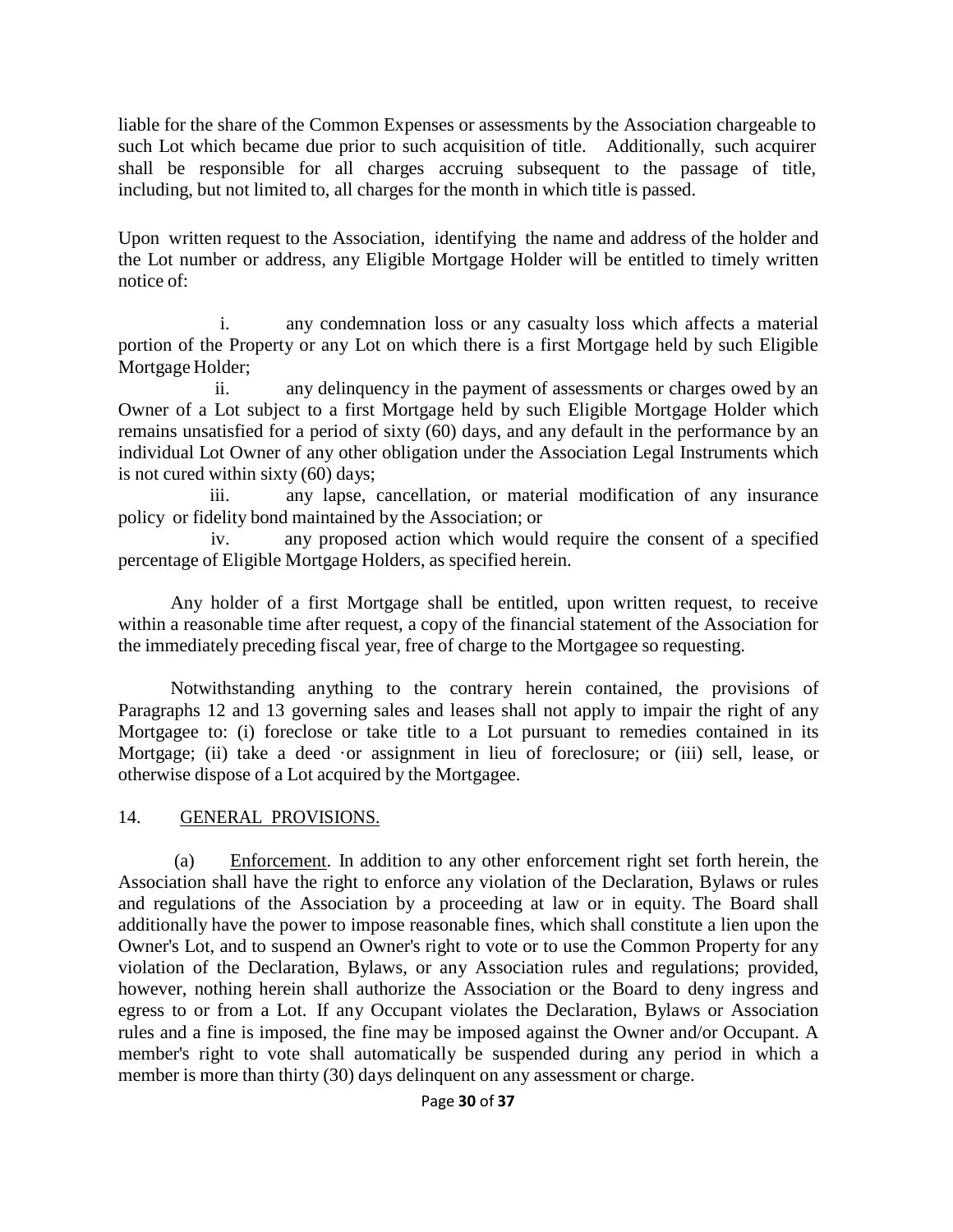liable for the share of the Common Expenses or assessments by the Association chargeable to such Lot which became due prior to such acquisition of title. Additionally, such acquirer shall be responsible for all charges accruing subsequent to the passage of title, including, but not limited to, all charges for the month in which title is passed.

Upon written request to the Association, identifying the name and address of the holder and the Lot number or address, any Eligible Mortgage Holder will be entitled to timely written notice of:

i. any condemnation loss or any casualty loss which affects a material portion of the Property or any Lot on which there is a first Mortgage held by such Eligible Mortgage Holder;

ii. any delinquency in the payment of assessments or charges owed by an Owner of a Lot subject to a first Mortgage held by such Eligible Mortgage Holder which remains unsatisfied for a period of sixty (60) days, and any default in the performance by an individual Lot Owner of any other obligation under the Association Legal Instruments which is not cured within sixty (60) days;

iii. any lapse, cancellation, or material modification of any insurance policy or fidelity bond maintained by the Association; or

iv. any proposed action which would require the consent of a specified percentage of Eligible Mortgage Holders, as specified herein.

Any holder of a first Mortgage shall be entitled, upon written request, to receive within a reasonable time after request, a copy of the financial statement of the Association for the immediately preceding fiscal year, free of charge to the Mortgagee so requesting.

Notwithstanding anything to the contrary herein contained, the provisions of Paragraphs 12 and 13 governing sales and leases shall not apply to impair the right of any Mortgagee to: (i) foreclose or take title to a Lot pursuant to remedies contained in its Mortgage; (ii) take a deed ·or assignment in lieu of foreclosure; or (iii) sell, lease, or otherwise dispose of a Lot acquired by the Mortgagee.

14. GENERAL PROVISIONS.

(a) Enforcement. In addition to any other enforcement right set forth herein, the Association shall have the right to enforce any violation of the Declaration, Bylaws or rules and regulations of the Association by a proceeding at law or in equity. The Board shall additionally have the power to impose reasonable fines, which shall constitute a lien upon the Owner's Lot, and to suspend an Owner's right to vote or to use the Common Property for any violation of the Declaration, Bylaws, or any Association rules and regulations; provided, however, nothing herein shall authorize the Association or the Board to deny ingress and egress to or from a Lot. If any Occupant violates the Declaration, Bylaws or Association rules and a fine is imposed, the fine may be imposed against the Owner and/or Occupant. A member's right to vote shall automatically be suspended during any period in which a member is more than thirty (30) days delinquent on any assessment or charge.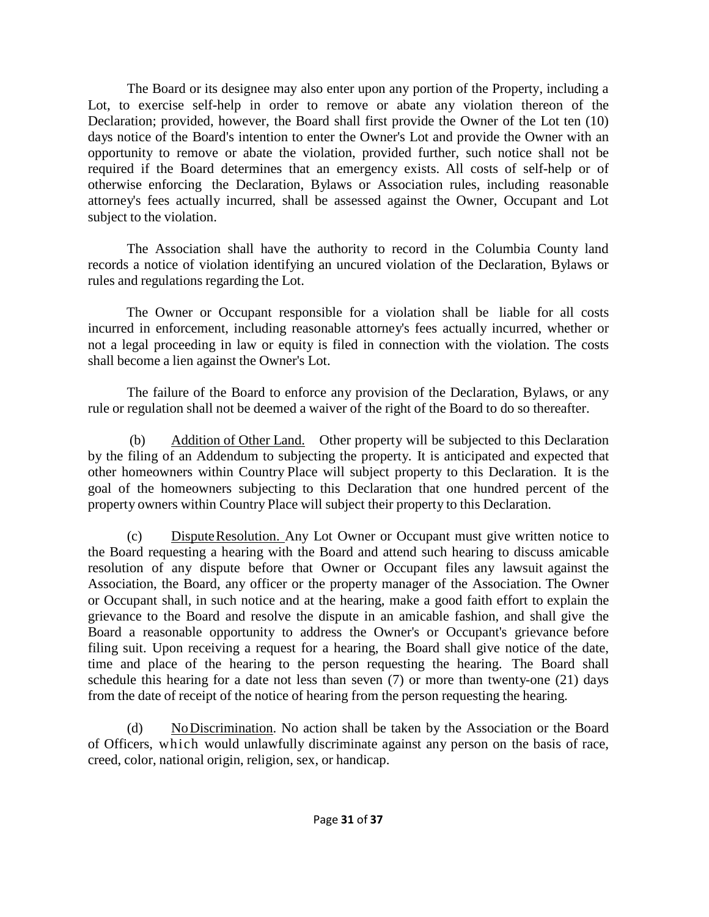The Board or its designee may also enter upon any portion of the Property, including a Lot, to exercise self-help in order to remove or abate any violation thereon of the Declaration; provided, however, the Board shall first provide the Owner of the Lot ten (10) days notice of the Board's intention to enter the Owner's Lot and provide the Owner with an opportunity to remove or abate the violation, provided further, such notice shall not be required if the Board determines that an emergency exists. All costs of self-help or of otherwise enforcing the Declaration, Bylaws or Association rules, including reasonable attorney's fees actually incurred, shall be assessed against the Owner, Occupant and Lot subject to the violation.

The Association shall have the authority to record in the Columbia County land records a notice of violation identifying an uncured violation of the Declaration, Bylaws or rules and regulations regarding the Lot.

The Owner or Occupant responsible for a violation shall be liable for all costs incurred in enforcement, including reasonable attorney's fees actually incurred, whether or not a legal proceeding in law or equity is filed in connection with the violation. The costs shall become a lien against the Owner's Lot.

The failure of the Board to enforce any provision of the Declaration, Bylaws, or any rule or regulation shall not be deemed a waiver of the right of the Board to do so thereafter.

(b) Addition of Other Land. Other property will be subjected to this Declaration by the filing of an Addendum to subjecting the property. It is anticipated and expected that other homeowners within Country Place will subject property to this Declaration. It is the goal of the homeowners subjecting to this Declaration that one hundred percent of the property owners within Country Place will subject their property to this Declaration.

(c) Dispute Resolution. Any Lot Owner or Occupant must give written notice to the Board requesting a hearing with the Board and attend such hearing to discuss amicable resolution of any dispute before that Owner or Occupant files any lawsuit against the Association, the Board, any officer or the property manager of the Association. The Owner or Occupant shall, in such notice and at the hearing, make a good faith effort to explain the grievance to the Board and resolve the dispute in an amicable fashion, and shall give the Board a reasonable opportunity to address the Owner's or Occupant's grievance before filing suit. Upon receiving a request for a hearing, the Board shall give notice of the date, time and place of the hearing to the person requesting the hearing. The Board shall schedule this hearing for a date not less than seven (7) or more than twenty-one (21) days from the date of receipt of the notice of hearing from the person requesting the hearing.

(d) No Discrimination. No action shall be taken by the Association or the Board of Officers, which would unlawfully discriminate against any person on the basis of race, creed, color, national origin, religion, sex, or handicap.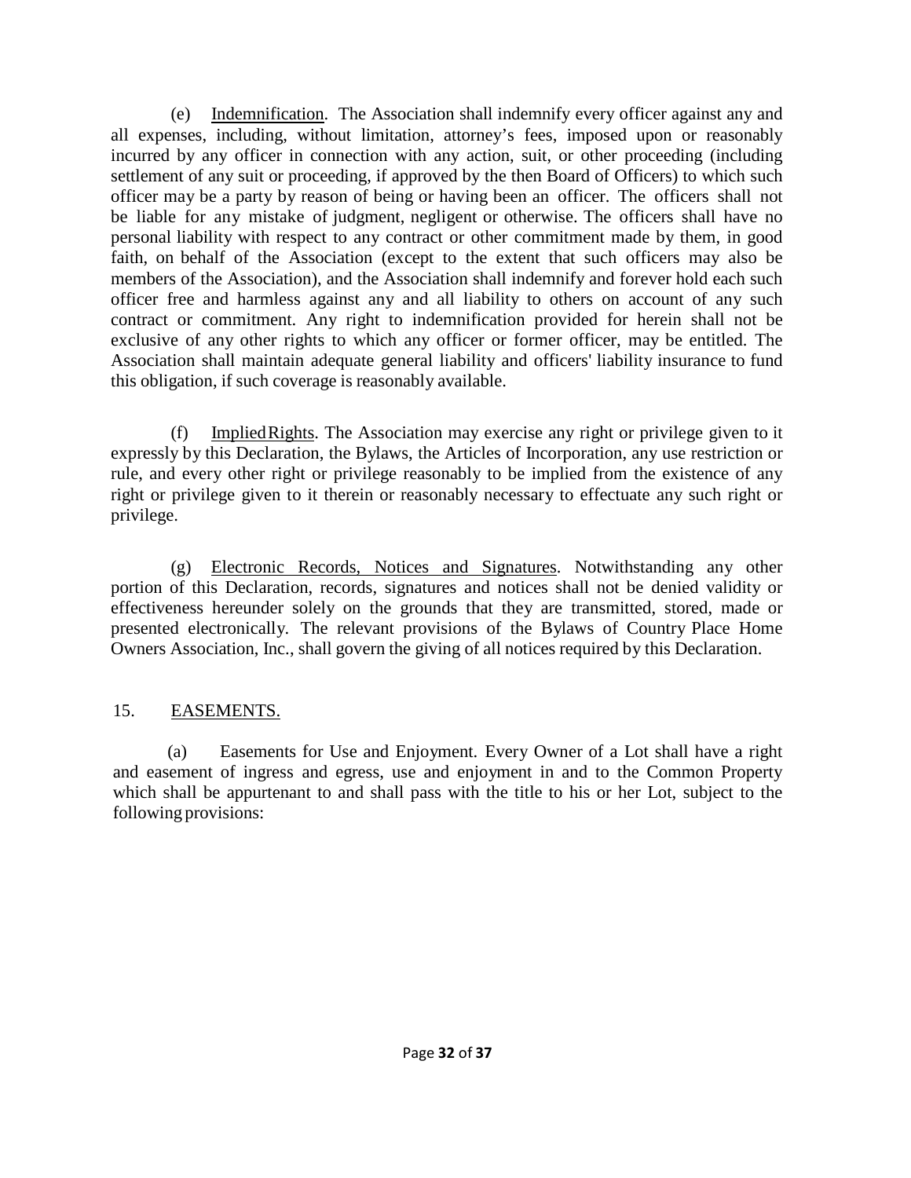(e) Indemnification. The Association shall indemnify every officer against any and all expenses, including, without limitation, attorney's fees, imposed upon or reasonably incurred by any officer in connection with any action, suit, or other proceeding (including settlement of any suit or proceeding, if approved by the then Board of Officers) to which such officer may be a party by reason of being or having been an officer. The officers shall not be liable for any mistake of judgment, negligent or otherwise. The officers shall have no personal liability with respect to any contract or other commitment made by them, in good faith, on behalf of the Association (except to the extent that such officers may also be members of the Association), and the Association shall indemnify and forever hold each such officer free and harmless against any and all liability to others on account of any such contract or commitment. Any right to indemnification provided for herein shall not be exclusive of any other rights to which any officer or former officer, may be entitled. The Association shall maintain adequate general liability and officers' liability insurance to fund this obligation, if such coverage is reasonably available.

(f) Implied Rights. The Association may exercise any right or privilege given to it expressly by this Declaration, the Bylaws, the Articles of Incorporation, any use restriction or rule, and every other right or privilege reasonably to be implied from the existence of any right or privilege given to it therein or reasonably necessary to effectuate any such right or privilege.

(g) Electronic Records, Notices and Signatures. Notwithstanding any other portion of this Declaration, records, signatures and notices shall not be denied validity or effectiveness hereunder solely on the grounds that they are transmitted, stored, made or presented electronically. The relevant provisions of the Bylaws of Country Place Home Owners Association, Inc., shall govern the giving of all notices required by this Declaration.

## 15. EASEMENTS.

(a) Easements for Use and Enjoyment. Every Owner of a Lot shall have a right and easement of ingress and egress, use and enjoyment in and to the Common Property which shall be appurtenant to and shall pass with the title to his or her Lot, subject to the following provisions: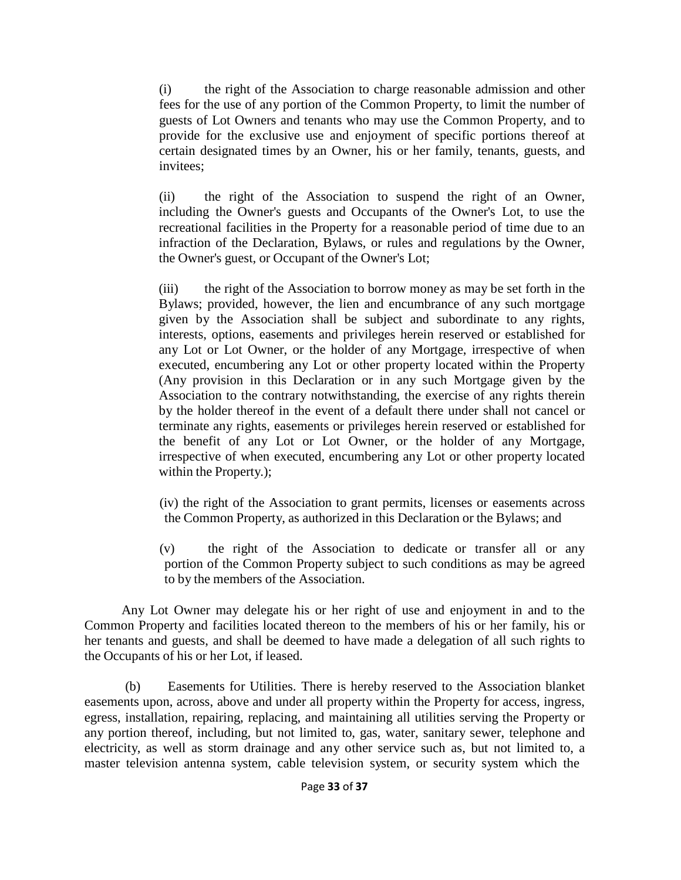(i) the right of the Association to charge reasonable admission and other fees for the use of any portion of the Common Property, to limit the number of guests of Lot Owners and tenants who may use the Common Property, and to provide for the exclusive use and enjoyment of specific portions thereof at certain designated times by an Owner, his or her family, tenants, guests, and invitees;

(ii) the right of the Association to suspend the right of an Owner, including the Owner's guests and Occupants of the Owner's Lot, to use the recreational facilities in the Property for a reasonable period of time due to an infraction of the Declaration, Bylaws, or rules and regulations by the Owner, the Owner's guest, or Occupant of the Owner's Lot;

(iii) the right of the Association to borrow money as may be set forth in the Bylaws; provided, however, the lien and encumbrance of any such mortgage given by the Association shall be subject and subordinate to any rights, interests, options, easements and privileges herein reserved or established for any Lot or Lot Owner, or the holder of any Mortgage, irrespective of when executed, encumbering any Lot or other property located within the Property (Any provision in this Declaration or in any such Mortgage given by the Association to the contrary notwithstanding, the exercise of any rights therein by the holder thereof in the event of a default there under shall not cancel or terminate any rights, easements or privileges herein reserved or established for the benefit of any Lot or Lot Owner, or the holder of any Mortgage, irrespective of when executed, encumbering any Lot or other property located within the Property.);

(iv) the right of the Association to grant permits, licenses or easements across the Common Property, as authorized in this Declaration or the Bylaws; and

(v) the right of the Association to dedicate or transfer all or any portion of the Common Property subject to such conditions as may be agreed to by the members of the Association.

Any Lot Owner may delegate his or her right of use and enjoyment in and to the Common Property and facilities located thereon to the members of his or her family, his or her tenants and guests, and shall be deemed to have made a delegation of all such rights to the Occupants of his or her Lot, if leased.

(b) Easements for Utilities. There is hereby reserved to the Association blanket easements upon, across, above and under all property within the Property for access, ingress, egress, installation, repairing, replacing, and maintaining all utilities serving the Property or any portion thereof, including, but not limited to, gas, water, sanitary sewer, telephone and electricity, as well as storm drainage and any other service such as, but not limited to, a master television antenna system, cable television system, or security system which the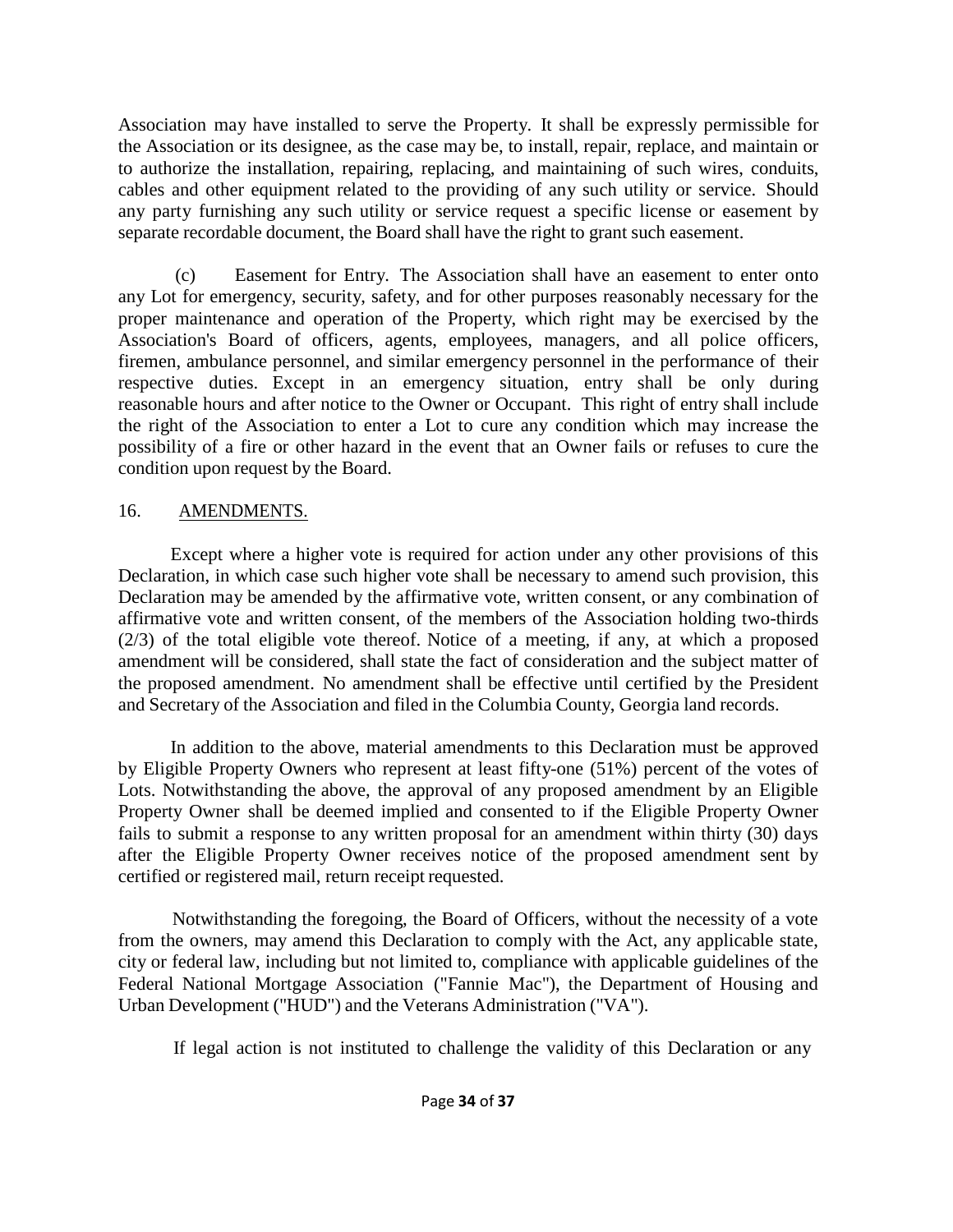Association may have installed to serve the Property. It shall be expressly permissible for the Association or its designee, as the case may be, to install, repair, replace, and maintain or to authorize the installation, repairing, replacing, and maintaining of such wires, conduits, cables and other equipment related to the providing of any such utility or service. Should any party furnishing any such utility or service request a specific license or easement by separate recordable document, the Board shall have the right to grant such easement.

(c) Easement for Entry. The Association shall have an easement to enter onto any Lot for emergency, security, safety, and for other purposes reasonably necessary for the proper maintenance and operation of the Property, which right may be exercised by the Association's Board of officers, agents, employees, managers, and all police officers, firemen, ambulance personnel, and similar emergency personnel in the performance of their respective duties. Except in an emergency situation, entry shall be only during reasonable hours and after notice to the Owner or Occupant. This right of entry shall include the right of the Association to enter a Lot to cure any condition which may increase the possibility of a fire or other hazard in the event that an Owner fails or refuses to cure the condition upon request by the Board.

16. <u>AMENDMENTS.</u>

Except where a higher vote is required for action under any other provisions of this Declaration, in which case such higher vote shall be necessary to amend such provision, this Declaration may be amended by the affirmative vote, written consent, or any combination of affirmative vote and written consent, of the members of the Association holding two-thirds (2/3) of the total eligible vote thereof. Notice of a meeting, if any, at which a proposed amendment will be considered, shall state the fact of consideration and the subject matter of the proposed amendment. No amendment shall be effective until certified by the President and Secretary of the Association and filed in the Columbia County, Georgia land records.

In addition to the above, material amendments to this Declaration must be approved by Eligible Property Owners who represent at least fifty-one (51%) percent of the votes of Lots. Notwithstanding the above, the approval of any proposed amendment by an Eligible Property Owner shall be deemed implied and consented to if the Eligible Property Owner fails to submit a response to any written proposal for an amendment within thirty (30) days after the Eligible Property Owner receives notice of the proposed amendment sent by certified or registered mail, return receipt requested.

Notwithstanding the foregoing, the Board of Officers, without the necessity of a vote from the owners, may amend this Declaration to comply with the Act, any applicable state, city or federal law, including but not limited to, compliance with applicable guidelines of the Federal National Mortgage Association ("Fannie Mac"), the Department of Housing and Urban Development ("HUD") and the Veterans Administration ("VA").

If legal action is not instituted to challenge the validity of this Declaration or any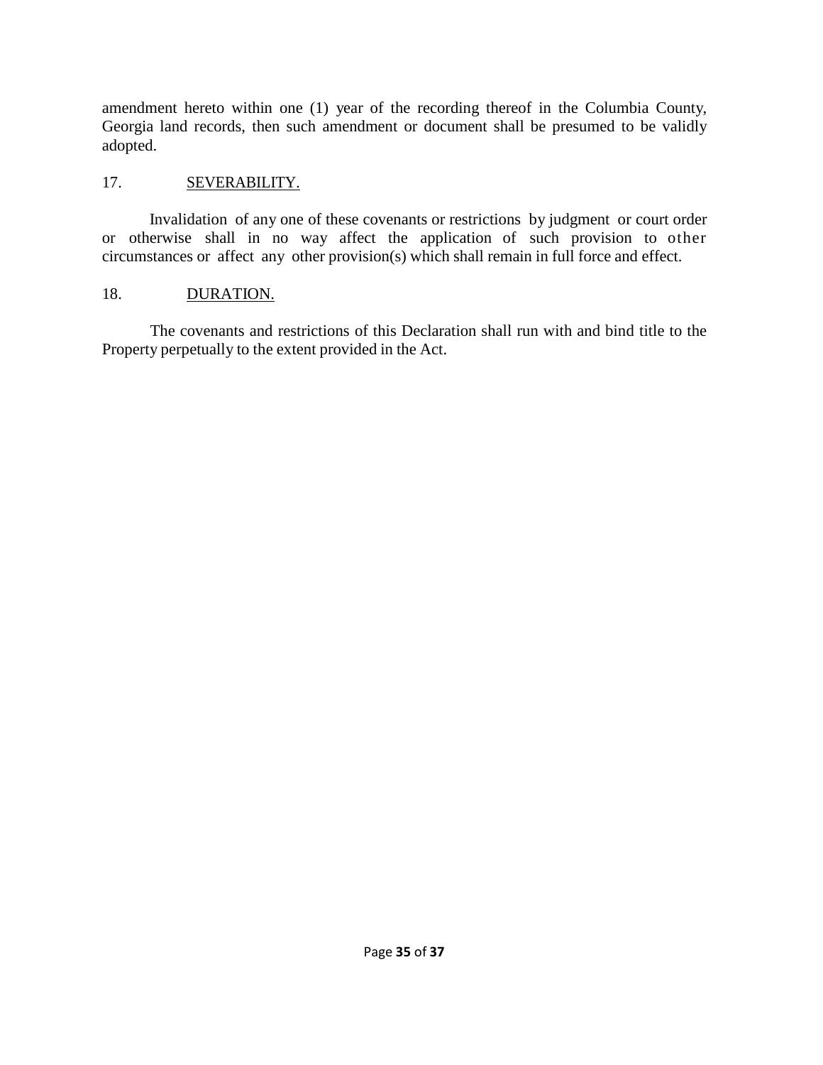amendment hereto within one (1) year of the recording thereof in the Columbia County, Georgia land records, then such amendment or document shall be presumed to be validly adopted.

17. <u>SEVERABILITY.</u>

Invalidation of any one of these covenants or restrictions by judgment or court order or otherwise shall in no way affect the application of such provision to other circumstances or affect any other provision(s) which shall remain in full force and effect.

18. <u>DURATION.</u>

The covenants and restrictions of this Declaration shall run with and bind title to the Property perpetually to the extent provided in the Act.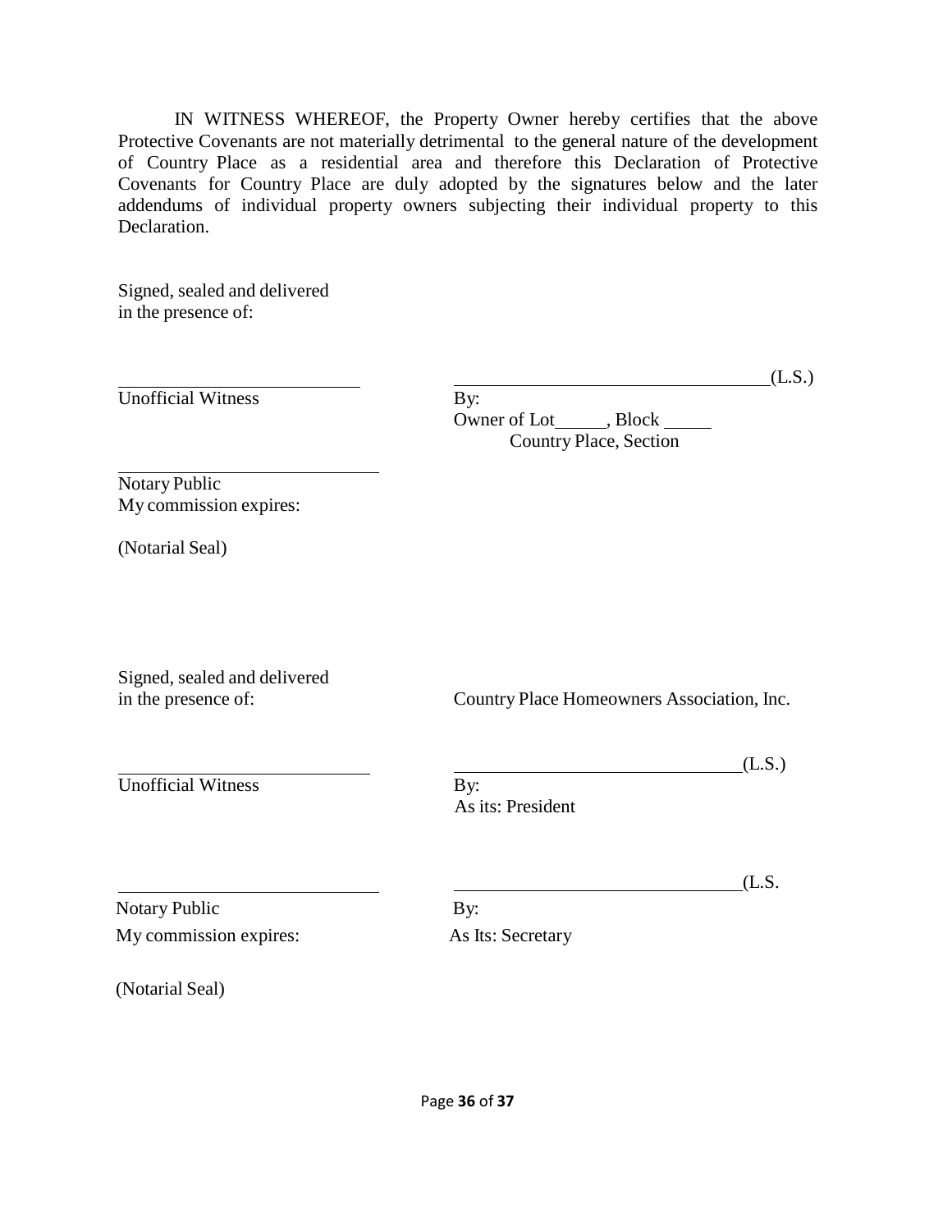IN WITNESS WHEREOF, the Property Owner hereby certifies that the above Protective Covenants are not materially detrimental to the general nature of the development of Country Place as a residential area and therefore this Declaration of Protective Covenants for Country Place are duly adopted by the signatures below and the later addendums of individual property owners subjecting their individual property to this Declaration.

Signed, sealed and delivered
in the presence of:

\_\_\_\_\_\_\_\_\_\_\_\_\_\_\_\_\_\_\_\_\_\_\_\_\_\_ \_\_\_\_\_\_\_\_\_\_\_\_\_\_\_\_\_\_\_\_\_\_\_\_\_\_\_\_\_\_\_\_(L.S.)
Unofficial Witness By:
Owner of Lot\_\_\_\_\_, Block \_\_\_\_\_
Country Place, Section

\_\_\_\_\_\_\_\_\_\_\_\_\_\_\_\_\_\_\_\_\_\_\_\_\_\_
Notary Public
My commission expires:

(Notarial Seal)

Signed, sealed and delivered
in the presence of: Country Place Homeowners Association, Inc.

\_\_\_\_\_\_\_\_\_\_\_\_\_\_\_\_\_\_\_\_\_\_\_\_\_\_ \_\_\_\_\_\_\_\_\_\_\_\_\_\_\_\_\_\_\_\_\_\_\_\_\_\_\_\_\_\_\_\_(L.S.)
Unofficial Witness By:
As its: President

\_\_\_\_\_\_\_\_\_\_\_\_\_\_\_\_\_\_\_\_\_\_\_\_\_\_ \_\_\_\_\_\_\_\_\_\_\_\_\_\_\_\_\_\_\_\_\_\_\_\_\_\_\_\_\_\_\_\_(L.S.
Notary Public By:
My commission expires: As Its: Secretary

(Notarial Seal)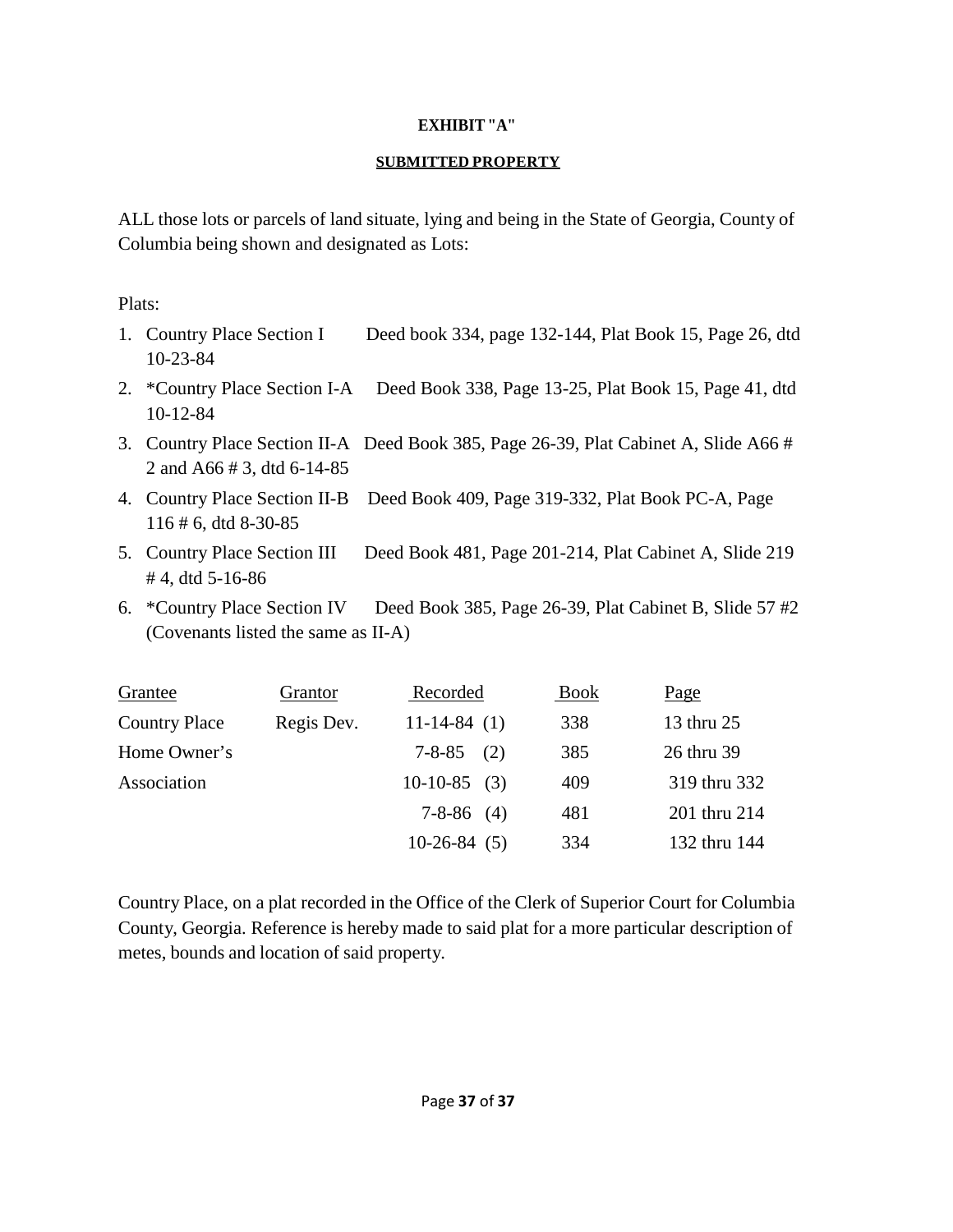**EXHIBIT "A"**

**SUBMITTED PROPERTY**

ALL those lots or parcels of land situate, lying and being in the State of Georgia, County of Columbia being shown and designated as Lots:

Plats:

1. Country Place Section I Deed book 334, page 132-144, Plat Book 15, Page 26, dtd 10-23-84
2. *Country Place Section I-A Deed Book 338, Page 13-25, Plat Book 15, Page 41, dtd 10-12-84
3. Country Place Section II-A Deed Book 385, Page 26-39, Plat Cabinet A, Slide A66 # 2 and A66 # 3, dtd 6-14-85
4. Country Place Section II-B Deed Book 409, Page 319-332, Plat Book PC-A, Page 116 # 6, dtd 8-30-85
5. Country Place Section III Deed Book 481, Page 201-214, Plat Cabinet A, Slide 219 # 4, dtd 5-16-86
6. *Country Place Section IV Deed Book 385, Page 26-39, Plat Cabinet B, Slide 57 #2 (Covenants listed the same as II-A)

| Grantee | Grantor | Recorded | Book | Page |
|---|---|---|---|---|
| Country Place | Regis Dev. | 11-14-84 (1) | 338 | 13 thru 25 |
| Home Owner's | | 7-8-85 (2) | 385 | 26 thru 39 |
| Association | | 10-10-85 (3) | 409 | 319 thru 332 |
| | | 7-8-86 (4) | 481 | 201 thru 214 |
| | | 10-26-84 (5) | 334 | 132 thru 144 |

Country Place, on a plat recorded in the Office of the Clerk of Superior Court for Columbia County, Georgia. Reference is hereby made to said plat for a more particular description of metes, bounds and location of said property.